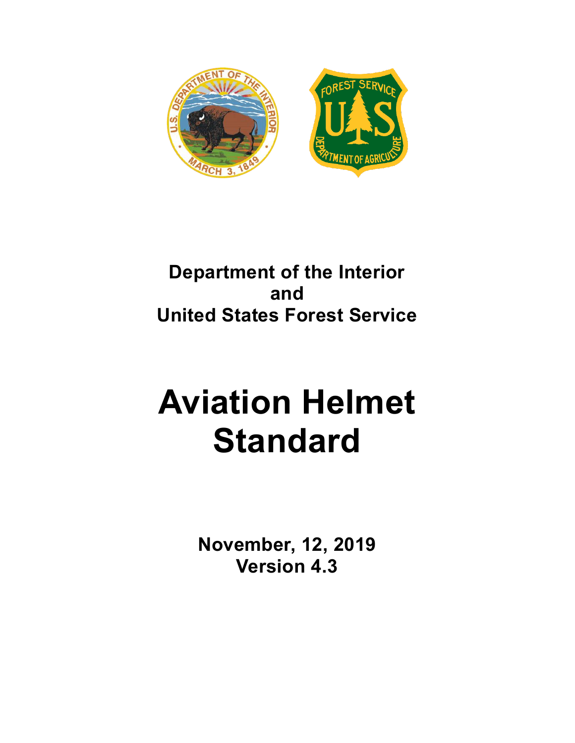**Department of the Interior**
**and**
**United States Forest Service**

# Aviation Helmet Standard

**November, 12, 2019**
**Version 4.3**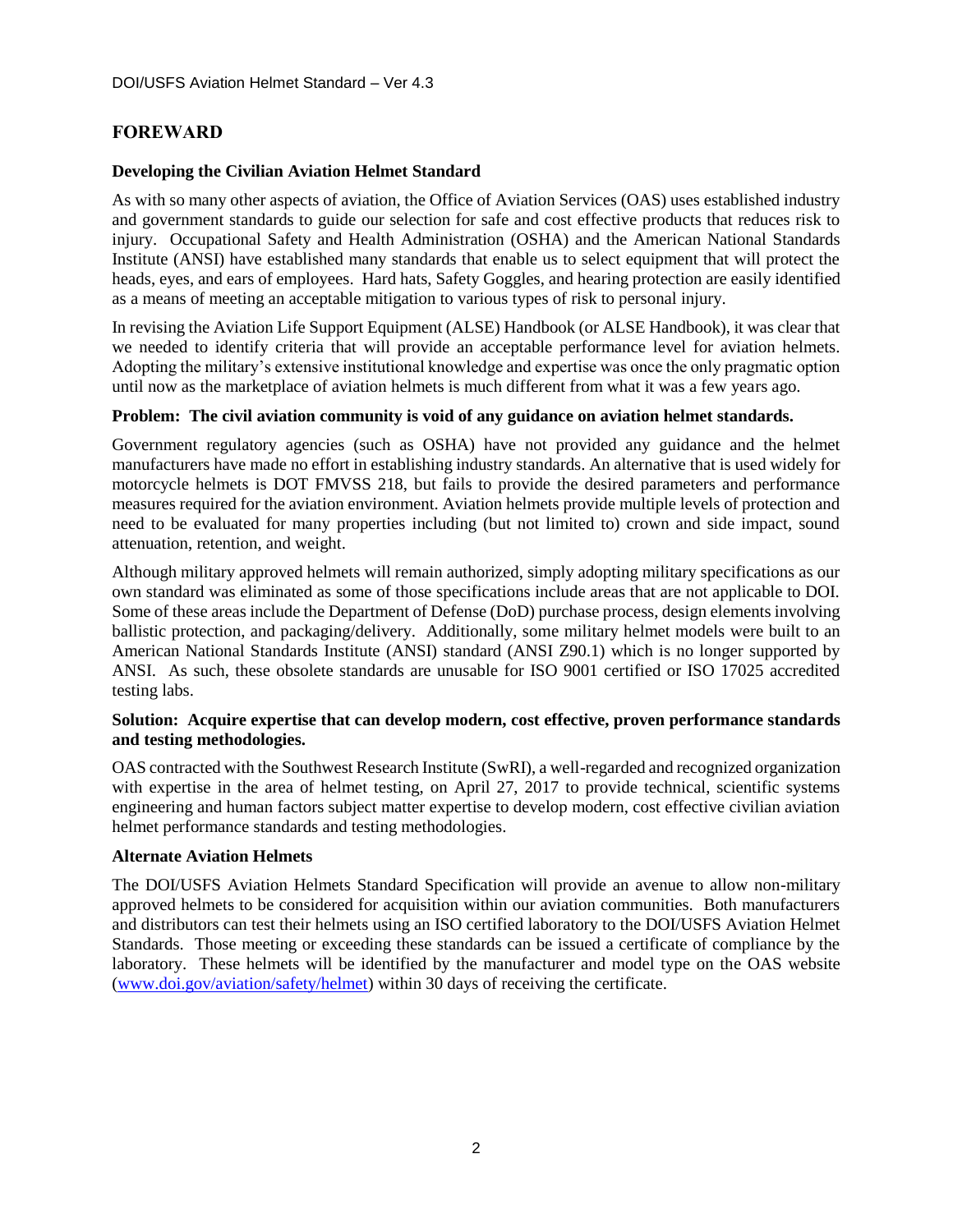## FOREWARD

### Developing the Civilian Aviation Helmet Standard

As with so many other aspects of aviation, the Office of Aviation Services (OAS) uses established industry and government standards to guide our selection for safe and cost effective products that reduces risk to injury. Occupational Safety and Health Administration (OSHA) and the American National Standards Institute (ANSI) have established many standards that enable us to select equipment that will protect the heads, eyes, and ears of employees. Hard hats, Safety Goggles, and hearing protection are easily identified as a means of meeting an acceptable mitigation to various types of risk to personal injury.

In revising the Aviation Life Support Equipment (ALSE) Handbook (or ALSE Handbook), it was clear that we needed to identify criteria that will provide an acceptable performance level for aviation helmets. Adopting the military's extensive institutional knowledge and expertise was once the only pragmatic option until now as the marketplace of aviation helmets is much different from what it was a few years ago.

**Problem: The civil aviation community is void of any guidance on aviation helmet standards.**

Government regulatory agencies (such as OSHA) have not provided any guidance and the helmet manufacturers have made no effort in establishing industry standards. An alternative that is used widely for motorcycle helmets is DOT FMVSS 218, but fails to provide the desired parameters and performance measures required for the aviation environment. Aviation helmets provide multiple levels of protection and need to be evaluated for many properties including (but not limited to) crown and side impact, sound attenuation, retention, and weight.

Although military approved helmets will remain authorized, simply adopting military specifications as our own standard was eliminated as some of those specifications include areas that are not applicable to DOI. Some of these areas include the Department of Defense (DoD) purchase process, design elements involving ballistic protection, and packaging/delivery. Additionally, some military helmet models were built to an American National Standards Institute (ANSI) standard (ANSI Z90.1) which is no longer supported by ANSI. As such, these obsolete standards are unusable for ISO 9001 certified or ISO 17025 accredited testing labs.

**Solution: Acquire expertise that can develop modern, cost effective, proven performance standards and testing methodologies.**

OAS contracted with the Southwest Research Institute (SwRI), a well-regarded and recognized organization with expertise in the area of helmet testing, on April 27, 2017 to provide technical, scientific systems engineering and human factors subject matter expertise to develop modern, cost effective civilian aviation helmet performance standards and testing methodologies.

### Alternate Aviation Helmets

The DOI/USFS Aviation Helmets Standard Specification will provide an avenue to allow non-military approved helmets to be considered for acquisition within our aviation communities. Both manufacturers and distributors can test their helmets using an ISO certified laboratory to the DOI/USFS Aviation Helmet Standards. Those meeting or exceeding these standards can be issued a certificate of compliance by the laboratory. These helmets will be identified by the manufacturer and model type on the OAS website (www.doi.gov/aviation/safety/helmet) within 30 days of receiving the certificate.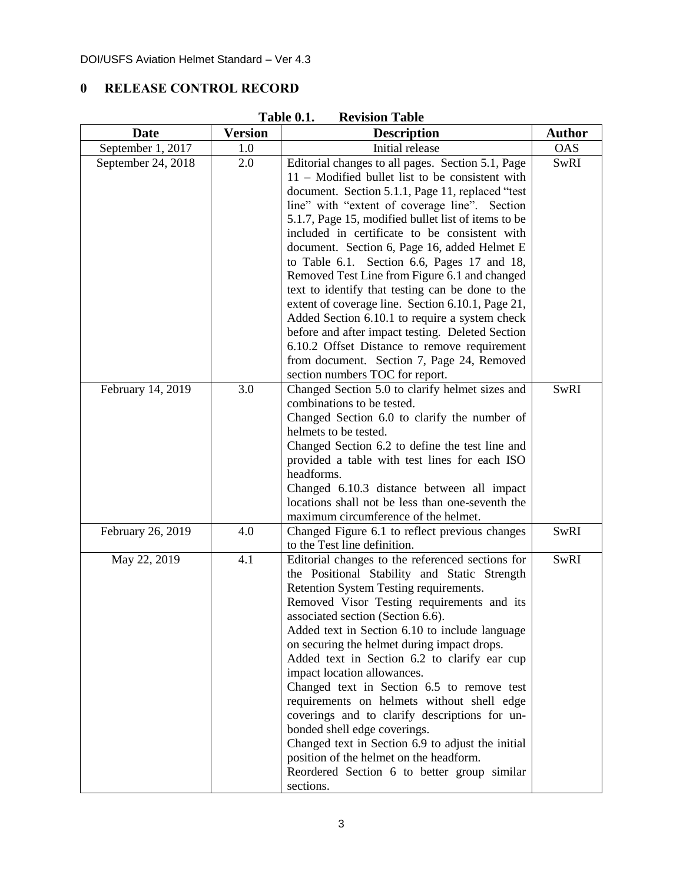# 0 RELEASE CONTROL RECORD

**Table 0.1. Revision Table**

| Date | Version | Description | Author |
|---|---|---|---|
| September 1, 2017 | 1.0 | Initial release | OAS |
| September 24, 2018 | 2.0 | Editorial changes to all pages. Section 5.1, Page 11 – Modified bullet list to be consistent with document. Section 5.1.1, Page 11, replaced "test line" with "extent of coverage line". Section 5.1.7, Page 15, modified bullet list of items to be included in certificate to be consistent with document. Section 6, Page 16, added Helmet E to Table 6.1. Section 6.6, Pages 17 and 18, Removed Test Line from Figure 6.1 and changed text to identify that testing can be done to the extent of coverage line. Section 6.10.1, Page 21, Added Section 6.10.1 to require a system check before and after impact testing. Deleted Section 6.10.2 Offset Distance to remove requirement from document. Section 7, Page 24, Removed section numbers TOC for report. | SwRI |
| February 14, 2019 | 3.0 | Changed Section 5.0 to clarify helmet sizes and combinations to be tested. Changed Section 6.0 to clarify the number of helmets to be tested. Changed Section 6.2 to define the test line and provided a table with test lines for each ISO headforms. Changed 6.10.3 distance between all impact locations shall not be less than one-seventh the maximum circumference of the helmet. | SwRI |
| February 26, 2019 | 4.0 | Changed Figure 6.1 to reflect previous changes to the Test line definition. | SwRI |
| May 22, 2019 | 4.1 | Editorial changes to the referenced sections for the Positional Stability and Static Strength Retention System Testing requirements. Removed Visor Testing requirements and its associated section (Section 6.6). Added text in Section 6.10 to include language on securing the helmet during impact drops. Added text in Section 6.2 to clarify ear cup impact location allowances. Changed text in Section 6.5 to remove test requirements on helmets without shell edge coverings and to clarify descriptions for un-bonded shell edge coverings. Changed text in Section 6.9 to adjust the initial position of the helmet on the headform. Reordered Section 6 to better group similar sections. | SwRI |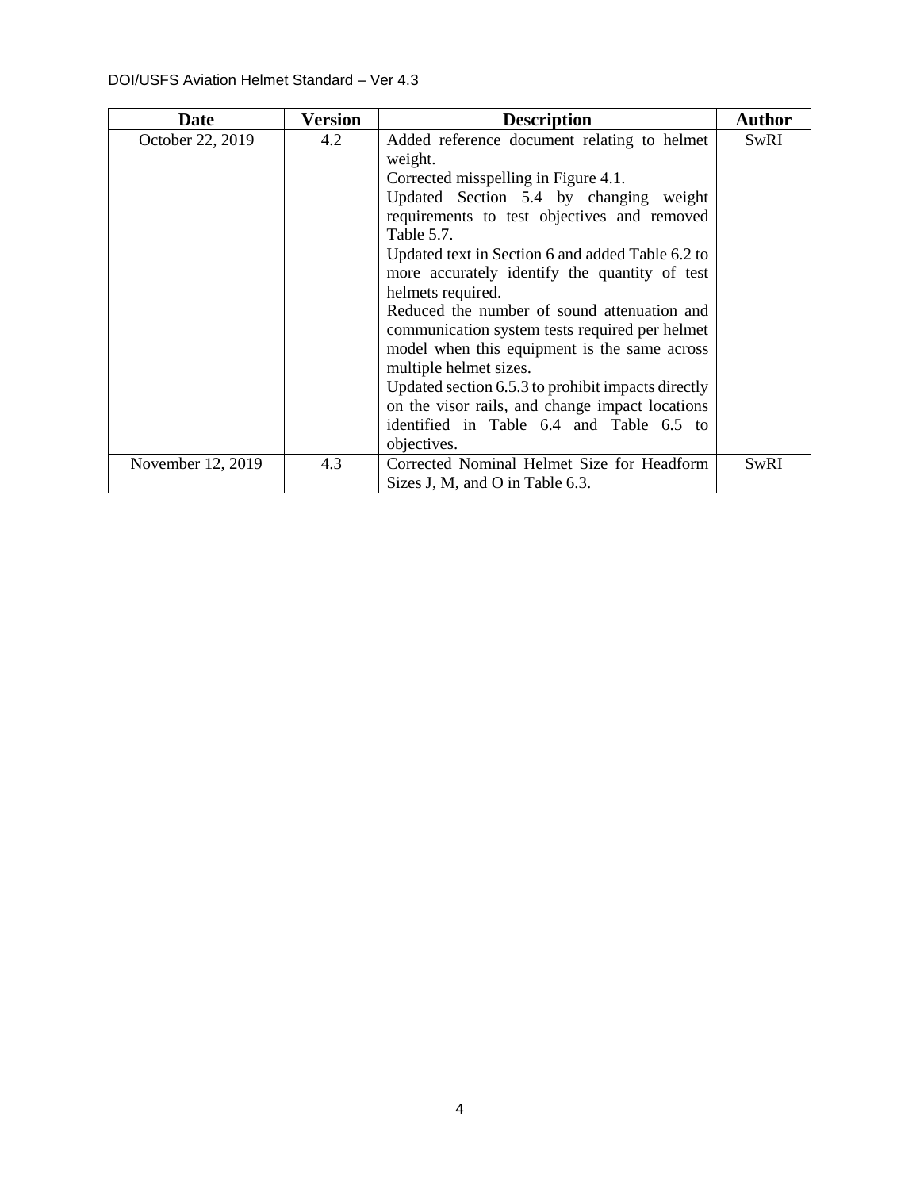| Date | Version | Description | Author |
| --- | --- | --- | --- |
| October 22, 2019 | 4.2 | Added reference document relating to helmet weight.<br>Corrected misspelling in Figure 4.1.<br>Updated Section 5.4 by changing weight requirements to test objectives and removed Table 5.7.<br>Updated text in Section 6 and added Table 6.2 to more accurately identify the quantity of test helmets required.<br>Reduced the number of sound attenuation and communication system tests required per helmet model when this equipment is the same across multiple helmet sizes.<br>Updated section 6.5.3 to prohibit impacts directly on the visor rails, and change impact locations identified in Table 6.4 and Table 6.5 to objectives. | SwRI |
| November 12, 2019 | 4.3 | Corrected Nominal Helmet Size for Headform Sizes J, M, and O in Table 6.3. | SwRI |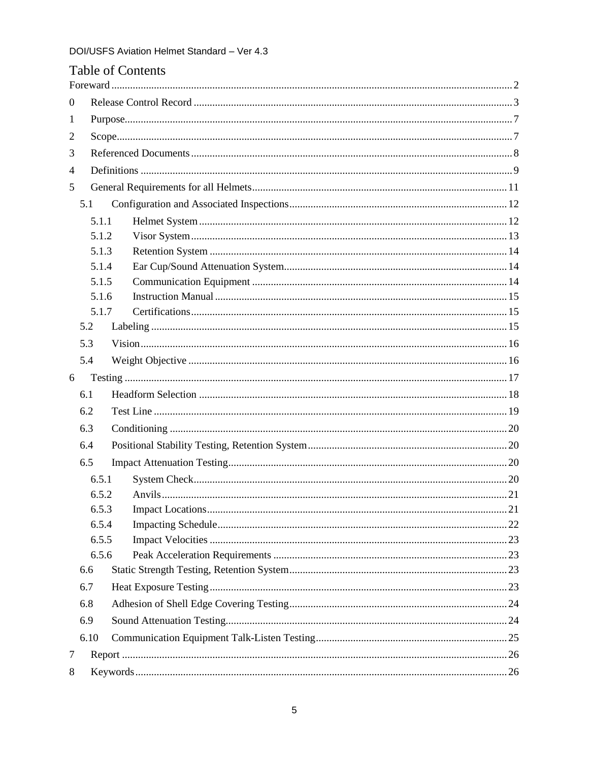# Table of Contents

Foreward .......... 2

0 Release Control Record .......... 3

1 Purpose .......... 7

2 Scope .......... 7

3 Referenced Documents .......... 8

4 Definitions .......... 9

5 General Requirements for all Helmets .......... 11

- 5.1 Configuration and Associated Inspections .......... 12
  - 5.1.1 Helmet System .......... 12
  - 5.1.2 Visor System .......... 13
  - 5.1.3 Retention System .......... 14
  - 5.1.4 Ear Cup/Sound Attenuation System .......... 14
  - 5.1.5 Communication Equipment .......... 14
  - 5.1.6 Instruction Manual .......... 15
  - 5.1.7 Certifications .......... 15
- 5.2 Labeling .......... 15
- 5.3 Vision .......... 16
- 5.4 Weight Objective .......... 16

6 Testing .......... 17

- 6.1 Headform Selection .......... 18
- 6.2 Test Line .......... 19
- 6.3 Conditioning .......... 20
- 6.4 Positional Stability Testing, Retention System .......... 20
- 6.5 Impact Attenuation Testing .......... 20
  - 6.5.1 System Check .......... 20
  - 6.5.2 Anvils .......... 21
  - 6.5.3 Impact Locations .......... 21
  - 6.5.4 Impacting Schedule .......... 22
  - 6.5.5 Impact Velocities .......... 23
  - 6.5.6 Peak Acceleration Requirements .......... 23
- 6.6 Static Strength Testing, Retention System .......... 23
- 6.7 Heat Exposure Testing .......... 23
- 6.8 Adhesion of Shell Edge Covering Testing .......... 24
- 6.9 Sound Attenuation Testing .......... 24
- 6.10 Communication Equipment Talk-Listen Testing .......... 25

7 Report .......... 26

8 Keywords .......... 26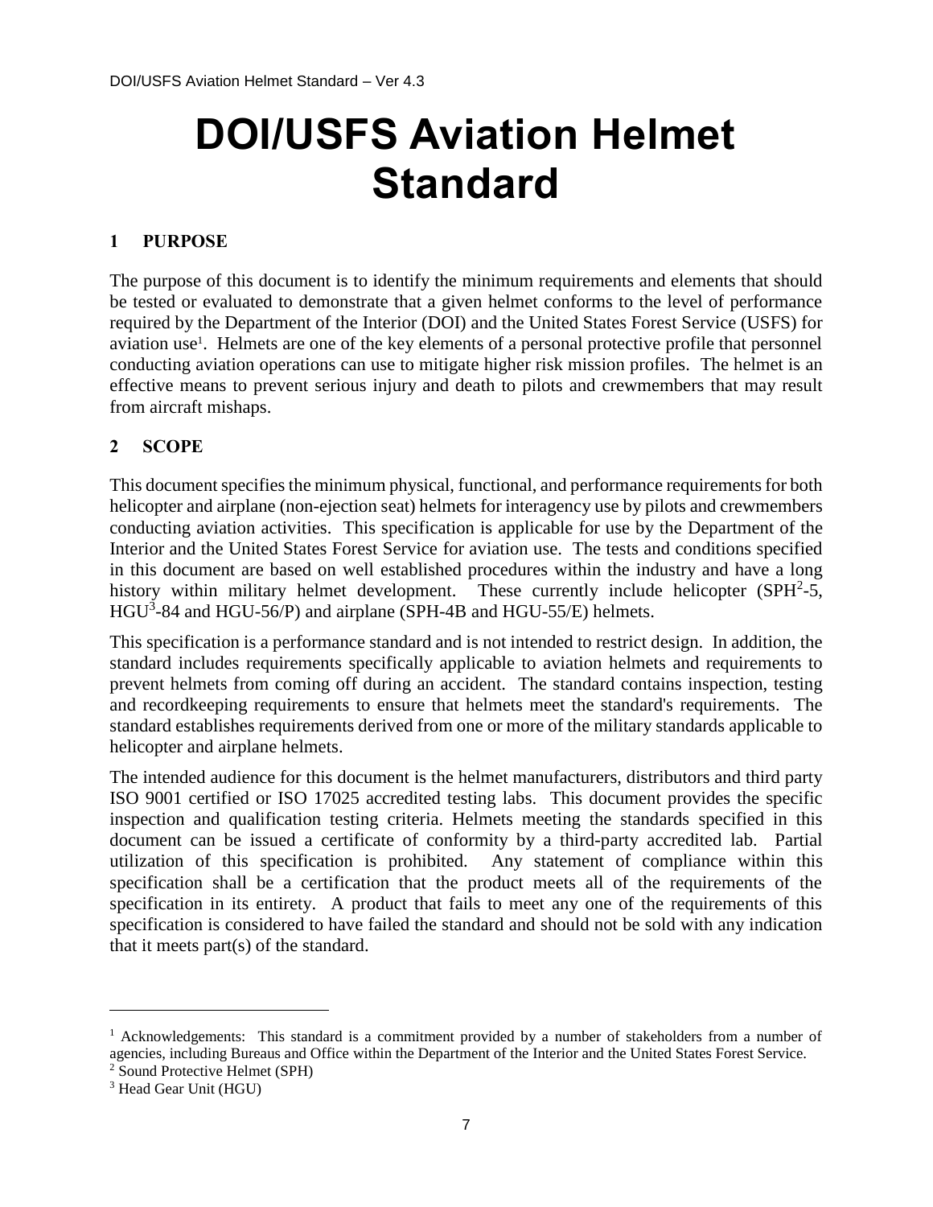# DOI/USFS Aviation Helmet Standard

## 1 PURPOSE

The purpose of this document is to identify the minimum requirements and elements that should be tested or evaluated to demonstrate that a given helmet conforms to the level of performance required by the Department of the Interior (DOI) and the United States Forest Service (USFS) for aviation use[1]. Helmets are one of the key elements of a personal protective profile that personnel conducting aviation operations can use to mitigate higher risk mission profiles. The helmet is an effective means to prevent serious injury and death to pilots and crewmembers that may result from aircraft mishaps.

## 2 SCOPE

This document specifies the minimum physical, functional, and performance requirements for both helicopter and airplane (non-ejection seat) helmets for interagency use by pilots and crewmembers conducting aviation activities. This specification is applicable for use by the Department of the Interior and the United States Forest Service for aviation use. The tests and conditions specified in this document are based on well established procedures within the industry and have a long history within military helmet development. These currently include helicopter (SPH[2]-5, HGU[3]-84 and HGU-56/P) and airplane (SPH-4B and HGU-55/E) helmets.

This specification is a performance standard and is not intended to restrict design. In addition, the standard includes requirements specifically applicable to aviation helmets and requirements to prevent helmets from coming off during an accident. The standard contains inspection, testing and recordkeeping requirements to ensure that helmets meet the standard's requirements. The standard establishes requirements derived from one or more of the military standards applicable to helicopter and airplane helmets.

The intended audience for this document is the helmet manufacturers, distributors and third party ISO 9001 certified or ISO 17025 accredited testing labs. This document provides the specific inspection and qualification testing criteria. Helmets meeting the standards specified in this document can be issued a certificate of conformity by a third-party accredited lab. Partial utilization of this specification is prohibited. Any statement of compliance within this specification shall be a certification that the product meets all of the requirements of the specification in its entirety. A product that fails to meet any one of the requirements of this specification is considered to have failed the standard and should not be sold with any indication that it meets part(s) of the standard.

---

[1] Acknowledgements: This standard is a commitment provided by a number of stakeholders from a number of agencies, including Bureaus and Office within the Department of the Interior and the United States Forest Service.

[2] Sound Protective Helmet (SPH)

[3] Head Gear Unit (HGU)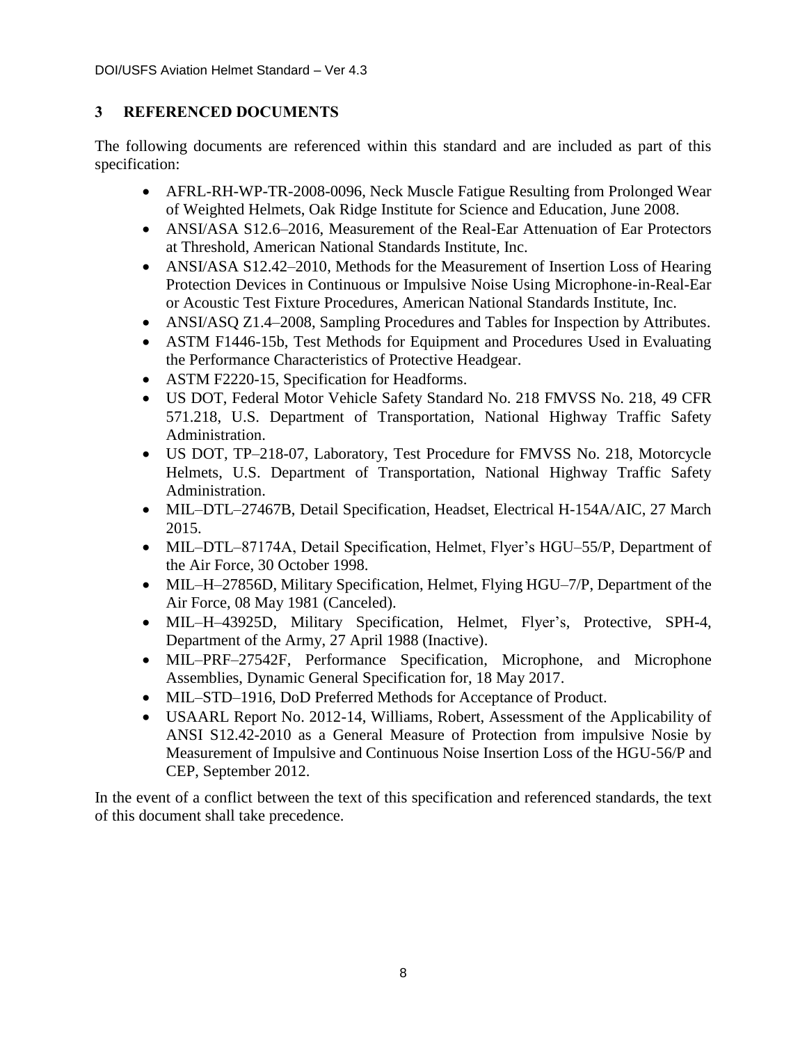## 3 REFERENCED DOCUMENTS

The following documents are referenced within this standard and are included as part of this specification:

- AFRL-RH-WP-TR-2008-0096, Neck Muscle Fatigue Resulting from Prolonged Wear of Weighted Helmets, Oak Ridge Institute for Science and Education, June 2008.
- ANSI/ASA S12.6–2016, Measurement of the Real-Ear Attenuation of Ear Protectors at Threshold, American National Standards Institute, Inc.
- ANSI/ASA S12.42–2010, Methods for the Measurement of Insertion Loss of Hearing Protection Devices in Continuous or Impulsive Noise Using Microphone-in-Real-Ear or Acoustic Test Fixture Procedures, American National Standards Institute, Inc.
- ANSI/ASQ Z1.4–2008, Sampling Procedures and Tables for Inspection by Attributes.
- ASTM F1446-15b, Test Methods for Equipment and Procedures Used in Evaluating the Performance Characteristics of Protective Headgear.
- ASTM F2220-15, Specification for Headforms.
- US DOT, Federal Motor Vehicle Safety Standard No. 218 FMVSS No. 218, 49 CFR 571.218, U.S. Department of Transportation, National Highway Traffic Safety Administration.
- US DOT, TP–218-07, Laboratory, Test Procedure for FMVSS No. 218, Motorcycle Helmets, U.S. Department of Transportation, National Highway Traffic Safety Administration.
- MIL–DTL–27467B, Detail Specification, Headset, Electrical H-154A/AIC, 27 March 2015.
- MIL–DTL–87174A, Detail Specification, Helmet, Flyer's HGU–55/P, Department of the Air Force, 30 October 1998.
- MIL–H–27856D, Military Specification, Helmet, Flying HGU–7/P, Department of the Air Force, 08 May 1981 (Canceled).
- MIL–H–43925D, Military Specification, Helmet, Flyer's, Protective, SPH-4, Department of the Army, 27 April 1988 (Inactive).
- MIL–PRF–27542F, Performance Specification, Microphone, and Microphone Assemblies, Dynamic General Specification for, 18 May 2017.
- MIL–STD–1916, DoD Preferred Methods for Acceptance of Product.
- USAARL Report No. 2012-14, Williams, Robert, Assessment of the Applicability of ANSI S12.42-2010 as a General Measure of Protection from impulsive Nosie by Measurement of Impulsive and Continuous Noise Insertion Loss of the HGU-56/P and CEP, September 2012.

In the event of a conflict between the text of this specification and referenced standards, the text of this document shall take precedence.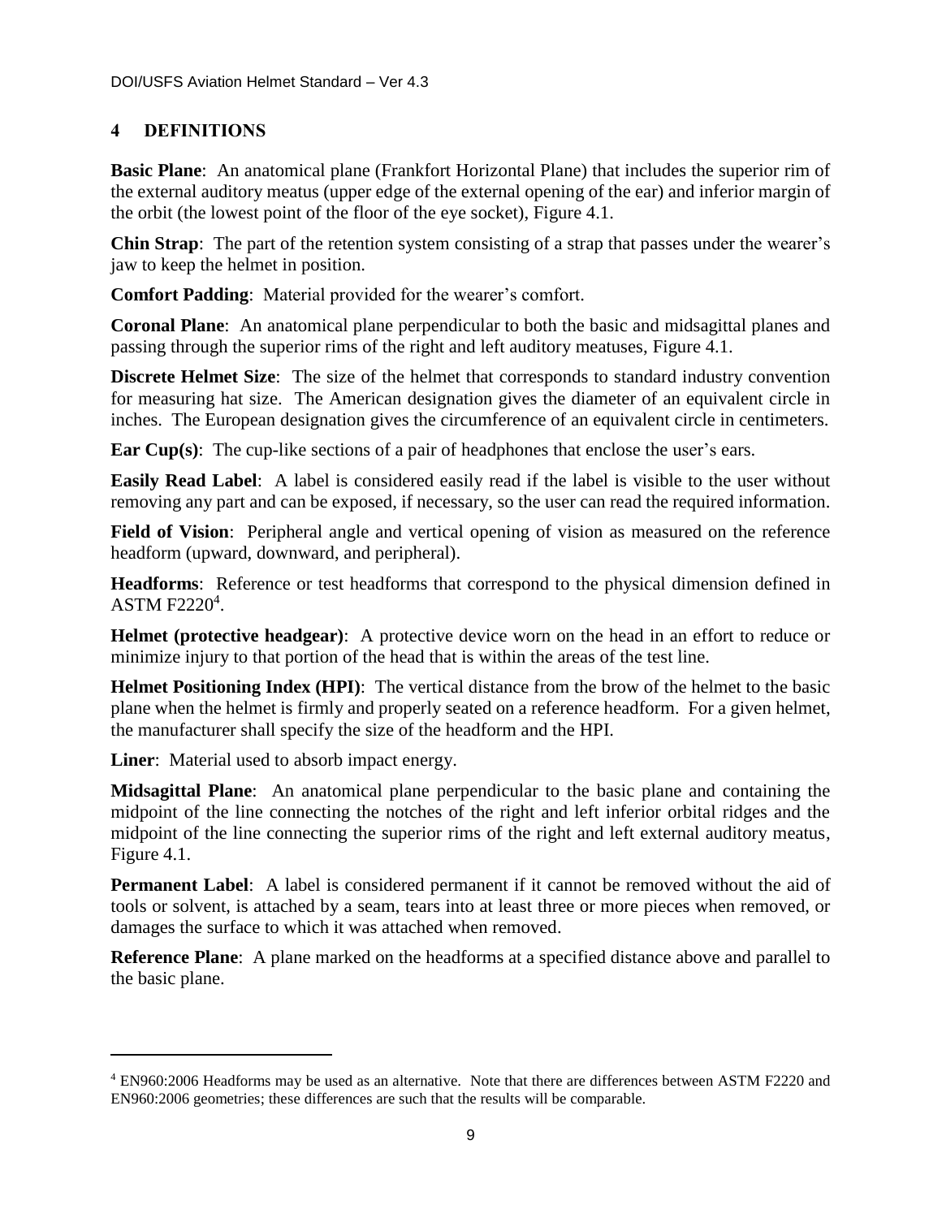## 4 DEFINITIONS

**Basic Plane**: An anatomical plane (Frankfort Horizontal Plane) that includes the superior rim of the external auditory meatus (upper edge of the external opening of the ear) and inferior margin of the orbit (the lowest point of the floor of the eye socket), Figure 4.1.

**Chin Strap**: The part of the retention system consisting of a strap that passes under the wearer's jaw to keep the helmet in position.

**Comfort Padding**: Material provided for the wearer's comfort.

**Coronal Plane**: An anatomical plane perpendicular to both the basic and midsagittal planes and passing through the superior rims of the right and left auditory meatuses, Figure 4.1.

**Discrete Helmet Size**: The size of the helmet that corresponds to standard industry convention for measuring hat size. The American designation gives the diameter of an equivalent circle in inches. The European designation gives the circumference of an equivalent circle in centimeters.

**Ear Cup(s)**: The cup-like sections of a pair of headphones that enclose the user's ears.

**Easily Read Label**: A label is considered easily read if the label is visible to the user without removing any part and can be exposed, if necessary, so the user can read the required information.

**Field of Vision**: Peripheral angle and vertical opening of vision as measured on the reference headform (upward, downward, and peripheral).

**Headforms**: Reference or test headforms that correspond to the physical dimension defined in ASTM F2220[4].

**Helmet (protective headgear)**: A protective device worn on the head in an effort to reduce or minimize injury to that portion of the head that is within the areas of the test line.

**Helmet Positioning Index (HPI)**: The vertical distance from the brow of the helmet to the basic plane when the helmet is firmly and properly seated on a reference headform. For a given helmet, the manufacturer shall specify the size of the headform and the HPI.

**Liner**: Material used to absorb impact energy.

**Midsagittal Plane**: An anatomical plane perpendicular to the basic plane and containing the midpoint of the line connecting the notches of the right and left inferior orbital ridges and the midpoint of the line connecting the superior rims of the right and left external auditory meatus, Figure 4.1.

**Permanent Label**: A label is considered permanent if it cannot be removed without the aid of tools or solvent, is attached by a seam, tears into at least three or more pieces when removed, or damages the surface to which it was attached when removed.

**Reference Plane**: A plane marked on the headforms at a specified distance above and parallel to the basic plane.

---

[4] EN960:2006 Headforms may be used as an alternative. Note that there are differences between ASTM F2220 and EN960:2006 geometries; these differences are such that the results will be comparable.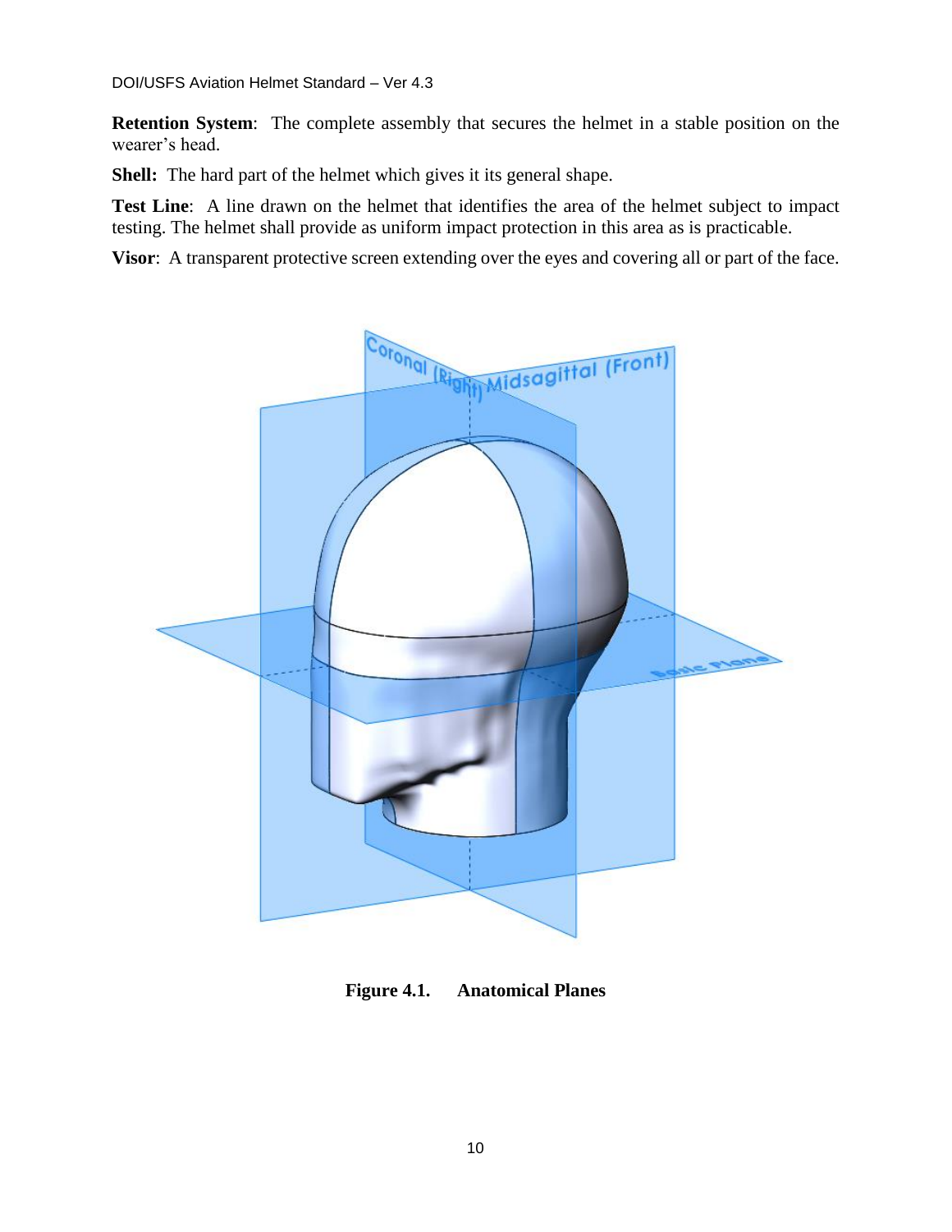**Retention System**: The complete assembly that secures the helmet in a stable position on the wearer's head.

**Shell:** The hard part of the helmet which gives it its general shape.

**Test Line**: A line drawn on the helmet that identifies the area of the helmet subject to impact testing. The helmet shall provide as uniform impact protection in this area as is practicable.

**Visor**: A transparent protective screen extending over the eyes and covering all or part of the face.

**Figure 4.1. Anatomical Planes**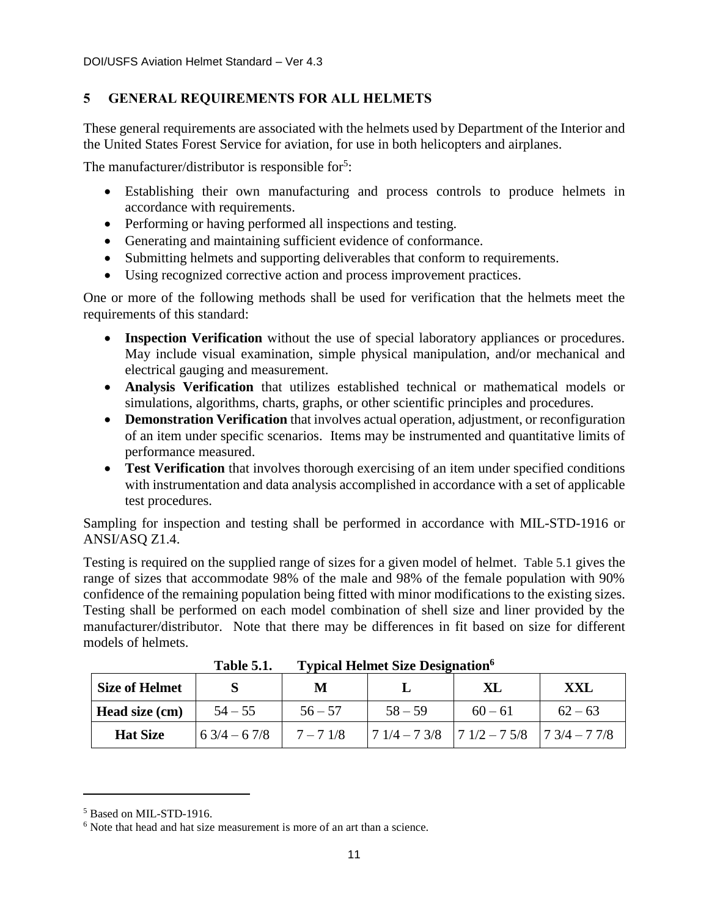## 5 GENERAL REQUIREMENTS FOR ALL HELMETS

These general requirements are associated with the helmets used by Department of the Interior and the United States Forest Service for aviation, for use in both helicopters and airplanes.

The manufacturer/distributor is responsible for[5]:

- Establishing their own manufacturing and process controls to produce helmets in accordance with requirements.
- Performing or having performed all inspections and testing.
- Generating and maintaining sufficient evidence of conformance.
- Submitting helmets and supporting deliverables that conform to requirements.
- Using recognized corrective action and process improvement practices.

One or more of the following methods shall be used for verification that the helmets meet the requirements of this standard:

- **Inspection Verification** without the use of special laboratory appliances or procedures. May include visual examination, simple physical manipulation, and/or mechanical and electrical gauging and measurement.
- **Analysis Verification** that utilizes established technical or mathematical models or simulations, algorithms, charts, graphs, or other scientific principles and procedures.
- **Demonstration Verification** that involves actual operation, adjustment, or reconfiguration of an item under specific scenarios. Items may be instrumented and quantitative limits of performance measured.
- **Test Verification** that involves thorough exercising of an item under specified conditions with instrumentation and data analysis accomplished in accordance with a set of applicable test procedures.

Sampling for inspection and testing shall be performed in accordance with MIL-STD-1916 or ANSI/ASQ Z1.4.

Testing is required on the supplied range of sizes for a given model of helmet. Table 5.1 gives the range of sizes that accommodate 98% of the male and 98% of the female population with 90% confidence of the remaining population being fitted with minor modifications to the existing sizes. Testing shall be performed on each model combination of shell size and liner provided by the manufacturer/distributor. Note that there may be differences in fit based on size for different models of helmets.

**Table 5.1. Typical Helmet Size Designation[6]**

| Size of Helmet | S | M | L | XL | XXL |
|---|---|---|---|---|---|
| Head size (cm) | 54 – 55 | 56 – 57 | 58 – 59 | 60 – 61 | 62 – 63 |
| Hat Size | 6 3/4 – 6 7/8 | 7 – 7 1/8 | 7 1/4 – 7 3/8 | 7 1/2 – 7 5/8 | 7 3/4 – 7 7/8 |

---

[5] Based on MIL-STD-1916.

[6] Note that head and hat size measurement is more of an art than a science.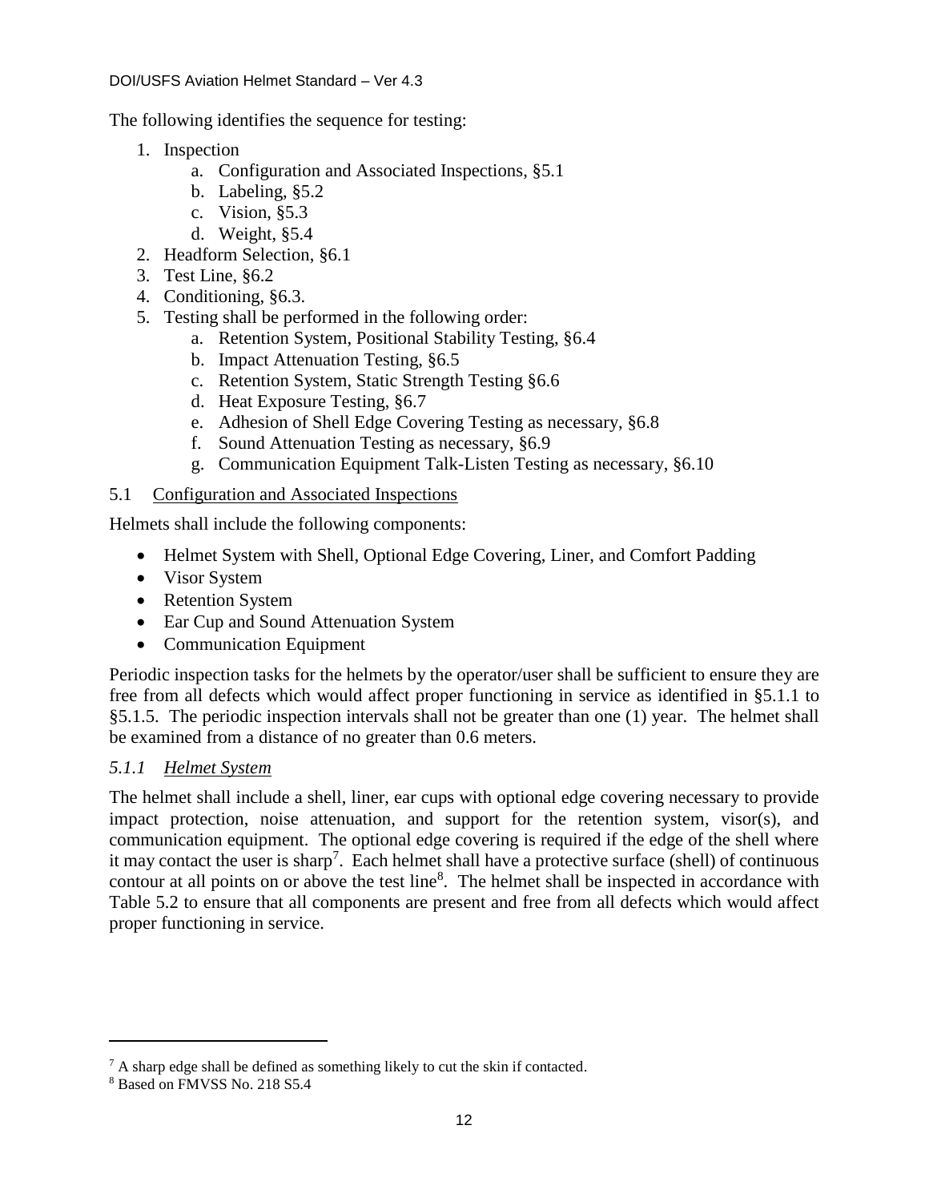The following identifies the sequence for testing:

1. Inspection
   a. Configuration and Associated Inspections, §5.1
   b. Labeling, §5.2
   c. Vision, §5.3
   d. Weight, §5.4
2. Headform Selection, §6.1
3. Test Line, §6.2
4. Conditioning, §6.3.
5. Testing shall be performed in the following order:
   a. Retention System, Positional Stability Testing, §6.4
   b. Impact Attenuation Testing, §6.5
   c. Retention System, Static Strength Testing §6.6
   d. Heat Exposure Testing, §6.7
   e. Adhesion of Shell Edge Covering Testing as necessary, §6.8
   f. Sound Attenuation Testing as necessary, §6.9
   g. Communication Equipment Talk-Listen Testing as necessary, §6.10

## 5.1 Configuration and Associated Inspections

Helmets shall include the following components:

- Helmet System with Shell, Optional Edge Covering, Liner, and Comfort Padding
- Visor System
- Retention System
- Ear Cup and Sound Attenuation System
- Communication Equipment

Periodic inspection tasks for the helmets by the operator/user shall be sufficient to ensure they are free from all defects which would affect proper functioning in service as identified in §5.1.1 to §5.1.5. The periodic inspection intervals shall not be greater than one (1) year. The helmet shall be examined from a distance of no greater than 0.6 meters.

### *5.1.1 Helmet System*

The helmet shall include a shell, liner, ear cups with optional edge covering necessary to provide impact protection, noise attenuation, and support for the retention system, visor(s), and communication equipment. The optional edge covering is required if the edge of the shell where it may contact the user is sharp[7]. Each helmet shall have a protective surface (shell) of continuous contour at all points on or above the test line[8]. The helmet shall be inspected in accordance with Table 5.2 to ensure that all components are present and free from all defects which would affect proper functioning in service.

---

[7] A sharp edge shall be defined as something likely to cut the skin if contacted.

[8] Based on FMVSS No. 218 S5.4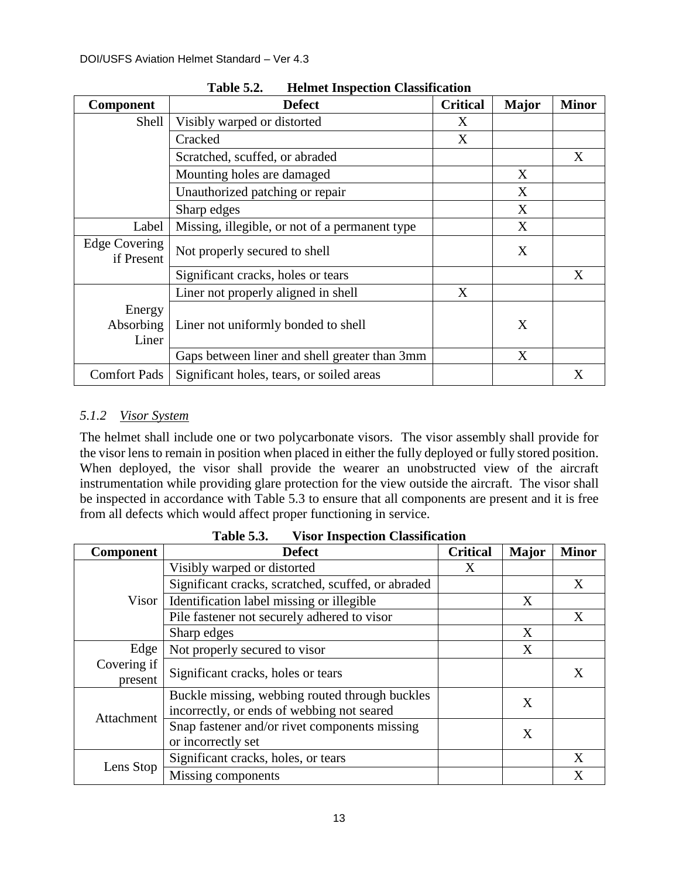**Table 5.2. Helmet Inspection Classification**

| Component | Defect | Critical | Major | Minor |
|---|---|---|---|---|
| Shell | Visibly warped or distorted | X | | |
| | Cracked | X | | |
| | Scratched, scuffed, or abraded | | | X |
| | Mounting holes are damaged | | X | |
| | Unauthorized patching or repair | | X | |
| | Sharp edges | | X | |
| Label | Missing, illegible, or not of a permanent type | | X | |
| Edge Covering if Present | Not properly secured to shell | | X | |
| | Significant cracks, holes or tears | | | X |
| Energy Absorbing Liner | Liner not properly aligned in shell | X | | |
| | Liner not uniformly bonded to shell | | X | |
| | Gaps between liner and shell greater than 3mm | | X | |
| Comfort Pads | Significant holes, tears, or soiled areas | | | X |

### *5.1.2 Visor System*

The helmet shall include one or two polycarbonate visors. The visor assembly shall provide for the visor lens to remain in position when placed in either the fully deployed or fully stored position. When deployed, the visor shall provide the wearer an unobstructed view of the aircraft instrumentation while providing glare protection for the view outside the aircraft. The visor shall be inspected in accordance with Table 5.3 to ensure that all components are present and it is free from all defects which would affect proper functioning in service.

**Table 5.3. Visor Inspection Classification**

| Component | Defect | Critical | Major | Minor |
|---|---|---|---|---|
| Visor | Visibly warped or distorted | X | | |
| | Significant cracks, scratched, scuffed, or abraded | | | X |
| | Identification label missing or illegible | | X | |
| | Pile fastener not securely adhered to visor | | | X |
| | Sharp edges | | X | |
| Edge Covering if present | Not properly secured to visor | | X | |
| | Significant cracks, holes or tears | | | X |
| Attachment | Buckle missing, webbing routed through buckles incorrectly, or ends of webbing not seared | | X | |
| | Snap fastener and/or rivet components missing or incorrectly set | | X | |
| Lens Stop | Significant cracks, holes, or tears | | | X |
| | Missing components | | | X |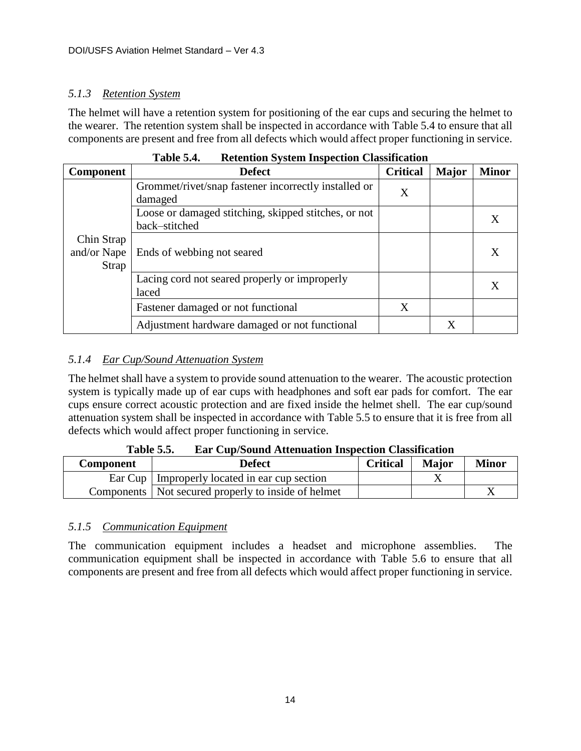### *5.1.3 Retention System*

The helmet will have a retention system for positioning of the ear cups and securing the helmet to the wearer. The retention system shall be inspected in accordance with Table 5.4 to ensure that all components are present and free from all defects which would affect proper functioning in service.

**Table 5.4. Retention System Inspection Classification**

| Component | Defect | Critical | Major | Minor |
|---|---|---|---|---|
| Chin Strap and/or Nape Strap | Grommet/rivet/snap fastener incorrectly installed or damaged | X | | |
| | Loose or damaged stitching, skipped stitches, or not back–stitched | | | X |
| | Ends of webbing not seared | | | X |
| | Lacing cord not seared properly or improperly laced | | | X |
| | Fastener damaged or not functional | X | | |
| | Adjustment hardware damaged or not functional | | X | |

### *5.1.4 Ear Cup/Sound Attenuation System*

The helmet shall have a system to provide sound attenuation to the wearer. The acoustic protection system is typically made up of ear cups with headphones and soft ear pads for comfort. The ear cups ensure correct acoustic protection and are fixed inside the helmet shell. The ear cup/sound attenuation system shall be inspected in accordance with Table 5.5 to ensure that it is free from all defects which would affect proper functioning in service.

**Table 5.5. Ear Cup/Sound Attenuation Inspection Classification**

| Component | Defect | Critical | Major | Minor |
|---|---|---|---|---|
| Ear Cup | Improperly located in ear cup section | | X | |
| Components | Not secured properly to inside of helmet | | | X |

### *5.1.5 Communication Equipment*

The communication equipment includes a headset and microphone assemblies. The communication equipment shall be inspected in accordance with Table 5.6 to ensure that all components are present and free from all defects which would affect proper functioning in service.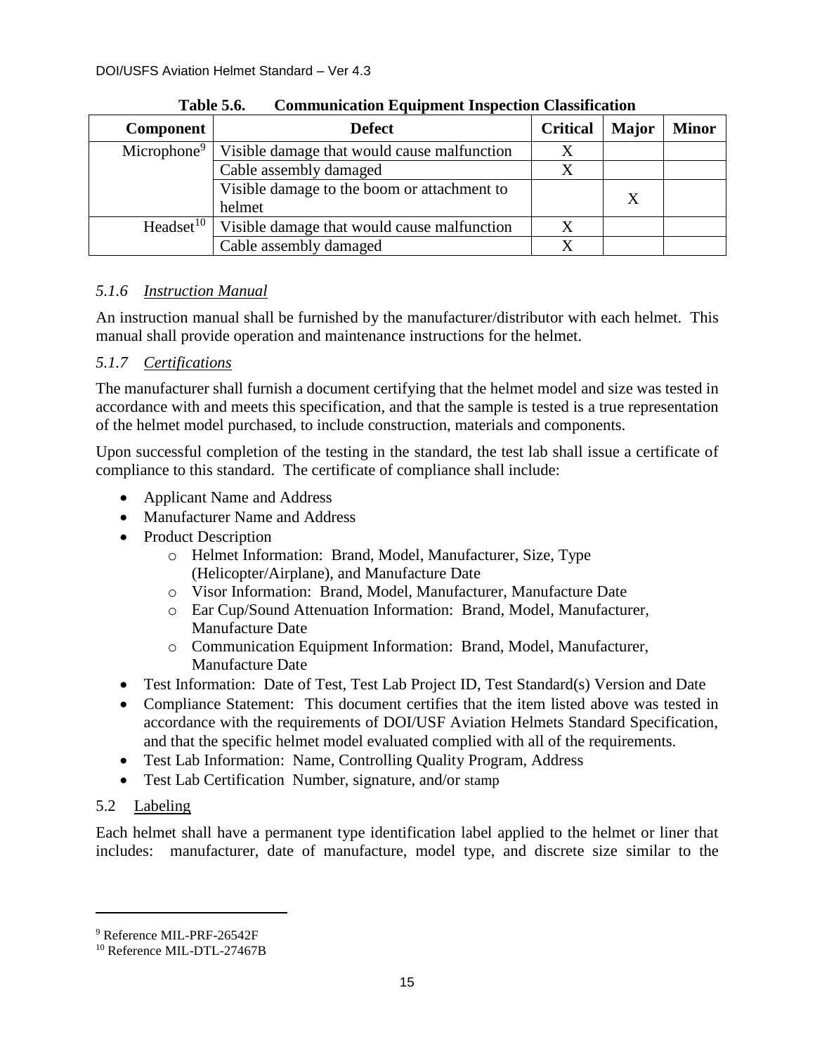**Table 5.6. Communication Equipment Inspection Classification**

| Component | Defect | Critical | Major | Minor |
|---|---|---|---|---|
| Microphone[9] | Visible damage that would cause malfunction | X | | |
| | Cable assembly damaged | X | | |
| | Visible damage to the boom or attachment to helmet | | X | |
| Headset[10] | Visible damage that would cause malfunction | X | | |
| | Cable assembly damaged | X | | |

### *5.1.6 Instruction Manual*

An instruction manual shall be furnished by the manufacturer/distributor with each helmet. This manual shall provide operation and maintenance instructions for the helmet.

### *5.1.7 Certifications*

The manufacturer shall furnish a document certifying that the helmet model and size was tested in accordance with and meets this specification, and that the sample is tested is a true representation of the helmet model purchased, to include construction, materials and components.

Upon successful completion of the testing in the standard, the test lab shall issue a certificate of compliance to this standard. The certificate of compliance shall include:

- Applicant Name and Address
- Manufacturer Name and Address
- Product Description
  - Helmet Information: Brand, Model, Manufacturer, Size, Type (Helicopter/Airplane), and Manufacture Date
  - Visor Information: Brand, Model, Manufacturer, Manufacture Date
  - Ear Cup/Sound Attenuation Information: Brand, Model, Manufacturer, Manufacture Date
  - Communication Equipment Information: Brand, Model, Manufacturer, Manufacture Date
- Test Information: Date of Test, Test Lab Project ID, Test Standard(s) Version and Date
- Compliance Statement: This document certifies that the item listed above was tested in accordance with the requirements of DOI/USF Aviation Helmets Standard Specification, and that the specific helmet model evaluated complied with all of the requirements.
- Test Lab Information: Name, Controlling Quality Program, Address
- Test Lab Certification Number, signature, and/or stamp

## 5.2 Labeling

Each helmet shall have a permanent type identification label applied to the helmet or liner that includes: manufacturer, date of manufacture, model type, and discrete size similar to the

---

[9] Reference MIL-PRF-26542F

[10] Reference MIL-DTL-27467B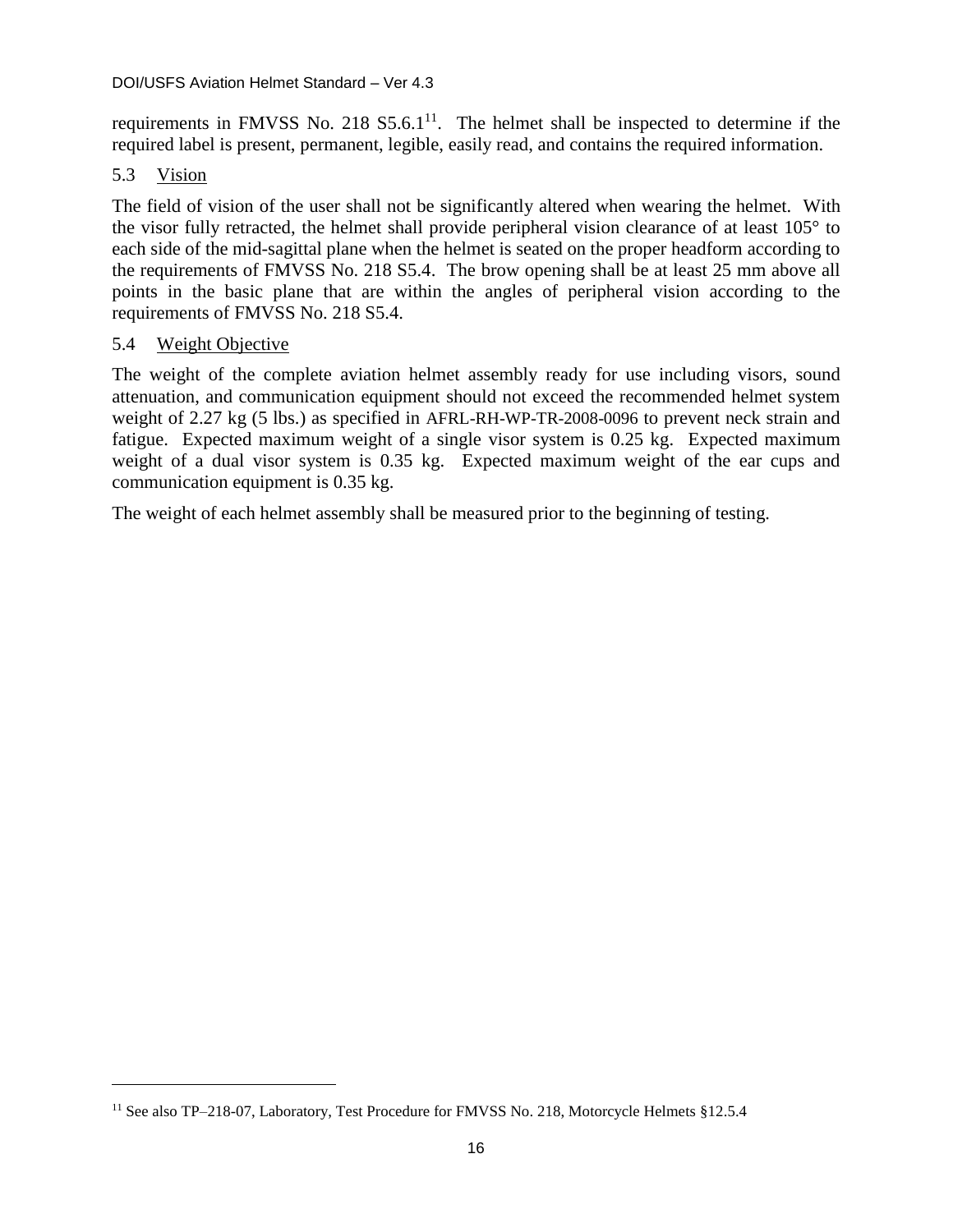requirements in FMVSS No. 218 S5.6.1[11]. The helmet shall be inspected to determine if the required label is present, permanent, legible, easily read, and contains the required information.

## 5.3 Vision

The field of vision of the user shall not be significantly altered when wearing the helmet. With the visor fully retracted, the helmet shall provide peripheral vision clearance of at least 105° to each side of the mid-sagittal plane when the helmet is seated on the proper headform according to the requirements of FMVSS No. 218 S5.4. The brow opening shall be at least 25 mm above all points in the basic plane that are within the angles of peripheral vision according to the requirements of FMVSS No. 218 S5.4.

## 5.4 Weight Objective

The weight of the complete aviation helmet assembly ready for use including visors, sound attenuation, and communication equipment should not exceed the recommended helmet system weight of 2.27 kg (5 lbs.) as specified in AFRL-RH-WP-TR-2008-0096 to prevent neck strain and fatigue. Expected maximum weight of a single visor system is 0.25 kg. Expected maximum weight of a dual visor system is 0.35 kg. Expected maximum weight of the ear cups and communication equipment is 0.35 kg.

The weight of each helmet assembly shall be measured prior to the beginning of testing.

---

[11] See also TP–218-07, Laboratory, Test Procedure for FMVSS No. 218, Motorcycle Helmets §12.5.4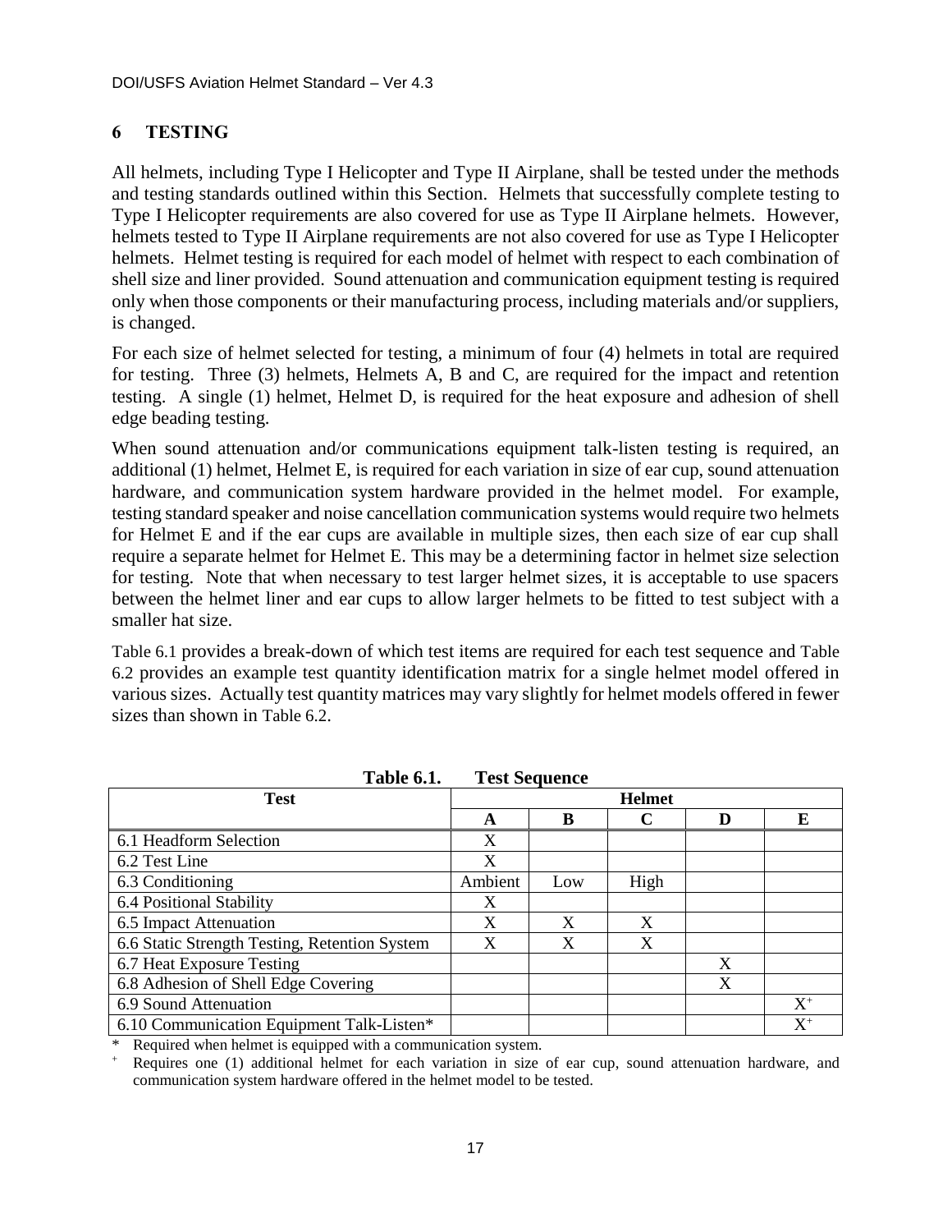# 6 TESTING

All helmets, including Type I Helicopter and Type II Airplane, shall be tested under the methods and testing standards outlined within this Section. Helmets that successfully complete testing to Type I Helicopter requirements are also covered for use as Type II Airplane helmets. However, helmets tested to Type II Airplane requirements are not also covered for use as Type I Helicopter helmets. Helmet testing is required for each model of helmet with respect to each combination of shell size and liner provided. Sound attenuation and communication equipment testing is required only when those components or their manufacturing process, including materials and/or suppliers, is changed.

For each size of helmet selected for testing, a minimum of four (4) helmets in total are required for testing. Three (3) helmets, Helmets A, B and C, are required for the impact and retention testing. A single (1) helmet, Helmet D, is required for the heat exposure and adhesion of shell edge beading testing.

When sound attenuation and/or communications equipment talk-listen testing is required, an additional (1) helmet, Helmet E, is required for each variation in size of ear cup, sound attenuation hardware, and communication system hardware provided in the helmet model. For example, testing standard speaker and noise cancellation communication systems would require two helmets for Helmet E and if the ear cups are available in multiple sizes, then each size of ear cup shall require a separate helmet for Helmet E. This may be a determining factor in helmet size selection for testing. Note that when necessary to test larger helmet sizes, it is acceptable to use spacers between the helmet liner and ear cups to allow larger helmets to be fitted to test subject with a smaller hat size.

Table 6.1 provides a break-down of which test items are required for each test sequence and Table 6.2 provides an example test quantity identification matrix for a single helmet model offered in various sizes. Actually test quantity matrices may vary slightly for helmet models offered in fewer sizes than shown in Table 6.2.

**Table 6.1. Test Sequence**

| Test | Helmet | | | | |
|---|---|---|---|---|---|
| | A | B | C | D | E |
| 6.1 Headform Selection | X | | | | |
| 6.2 Test Line | X | | | | |
| 6.3 Conditioning | Ambient | Low | High | | |
| 6.4 Positional Stability | X | | | | |
| 6.5 Impact Attenuation | X | X | X | | |
| 6.6 Static Strength Testing, Retention System | X | X | X | | |
| 6.7 Heat Exposure Testing | | | | X | |
| 6.8 Adhesion of Shell Edge Covering | | | | X | |
| 6.9 Sound Attenuation | | | | | X+ |
| 6.10 Communication Equipment Talk-Listen* | | | | | X+ |

\* Required when helmet is equipped with a communication system.

\+ Requires one (1) additional helmet for each variation in size of ear cup, sound attenuation hardware, and communication system hardware offered in the helmet model to be tested.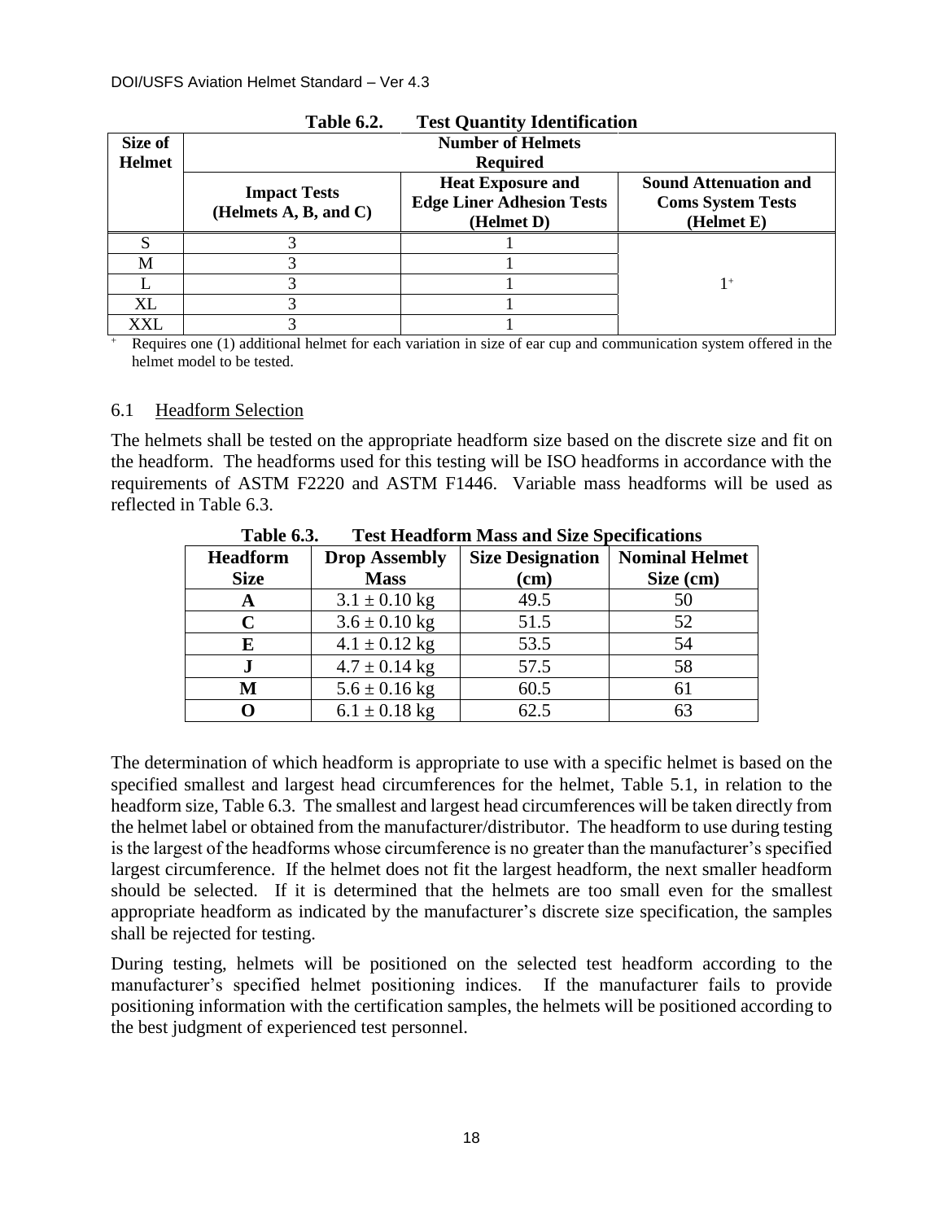**Table 6.2. Test Quantity Identification**

| Size of Helmet | Number of Helmets Required | | |
|---|---|---|---|
| | Impact Tests (Helmets A, B, and C) | Heat Exposure and Edge Liner Adhesion Tests (Helmet D) | Sound Attenuation and Coms System Tests (Helmet E) |
| S | 3 | 1 | 1+ |
| M | 3 | 1 | |
| L | 3 | 1 | |
| XL | 3 | 1 | |
| XXL | 3 | 1 | |

+ Requires one (1) additional helmet for each variation in size of ear cup and communication system offered in the helmet model to be tested.

## 6.1 Headform Selection

The helmets shall be tested on the appropriate headform size based on the discrete size and fit on the headform. The headforms used for this testing will be ISO headforms in accordance with the requirements of ASTM F2220 and ASTM F1446. Variable mass headforms will be used as reflected in Table 6.3.

**Table 6.3. Test Headform Mass and Size Specifications**

| Headform Size | Drop Assembly Mass | Size Designation (cm) | Nominal Helmet Size (cm) |
|---|---|---|---|
| **A** | 3.1 ± 0.10 kg | 49.5 | 50 |
| **C** | 3.6 ± 0.10 kg | 51.5 | 52 |
| **E** | 4.1 ± 0.12 kg | 53.5 | 54 |
| **J** | 4.7 ± 0.14 kg | 57.5 | 58 |
| **M** | 5.6 ± 0.16 kg | 60.5 | 61 |
| **O** | 6.1 ± 0.18 kg | 62.5 | 63 |

The determination of which headform is appropriate to use with a specific helmet is based on the specified smallest and largest head circumferences for the helmet, Table 5.1, in relation to the headform size, Table 6.3. The smallest and largest head circumferences will be taken directly from the helmet label or obtained from the manufacturer/distributor. The headform to use during testing is the largest of the headforms whose circumference is no greater than the manufacturer's specified largest circumference. If the helmet does not fit the largest headform, the next smaller headform should be selected. If it is determined that the helmets are too small even for the smallest appropriate headform as indicated by the manufacturer's discrete size specification, the samples shall be rejected for testing.

During testing, helmets will be positioned on the selected test headform according to the manufacturer's specified helmet positioning indices. If the manufacturer fails to provide positioning information with the certification samples, the helmets will be positioned according to the best judgment of experienced test personnel.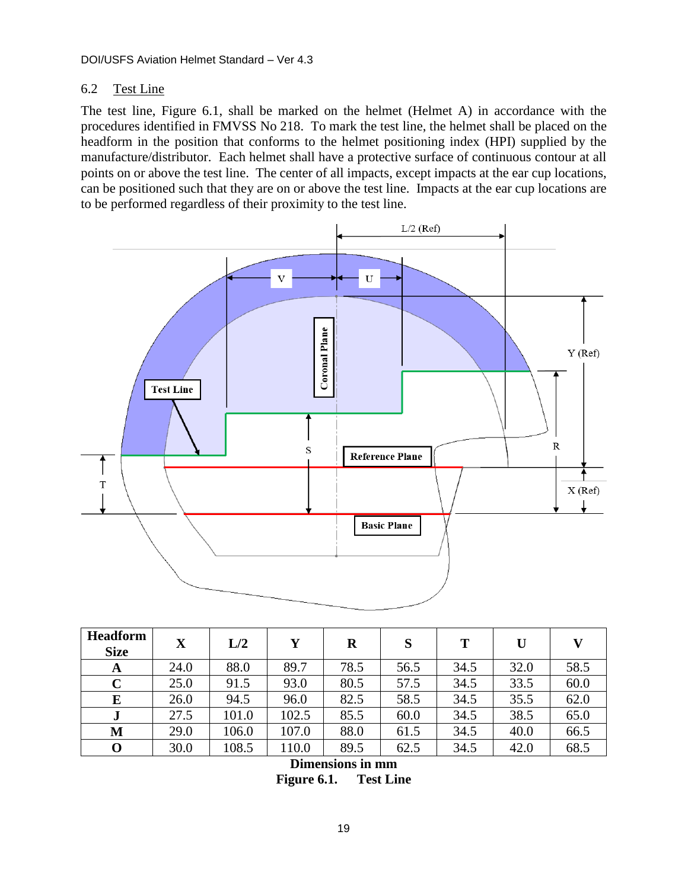## 6.2 Test Line

The test line, Figure 6.1, shall be marked on the helmet (Helmet A) in accordance with the procedures identified in FMVSS No 218. To mark the test line, the helmet shall be placed on the headform in the position that conforms to the helmet positioning index (HPI) supplied by the manufacture/distributor. Each helmet shall have a protective surface of continuous contour at all points on or above the test line. The center of all impacts, except impacts at the ear cup locations, can be positioned such that they are on or above the test line. Impacts at the ear cup locations are to be performed regardless of their proximity to the test line.

| Headform Size | X | L/2 | Y | R | S | T | U | V |
|---|---|---|---|---|---|---|---|---|
| **A** | 24.0 | 88.0 | 89.7 | 78.5 | 56.5 | 34.5 | 32.0 | 58.5 |
| **C** | 25.0 | 91.5 | 93.0 | 80.5 | 57.5 | 34.5 | 33.5 | 60.0 |
| **E** | 26.0 | 94.5 | 96.0 | 82.5 | 58.5 | 34.5 | 35.5 | 62.0 |
| **J** | 27.5 | 101.0 | 102.5 | 85.5 | 60.0 | 34.5 | 38.5 | 65.0 |
| **M** | 29.0 | 106.0 | 107.0 | 88.0 | 61.5 | 34.5 | 40.0 | 66.5 |
| **O** | 30.0 | 108.5 | 110.0 | 89.5 | 62.5 | 34.5 | 42.0 | 68.5 |

**Dimensions in mm**

**Figure 6.1. Test Line**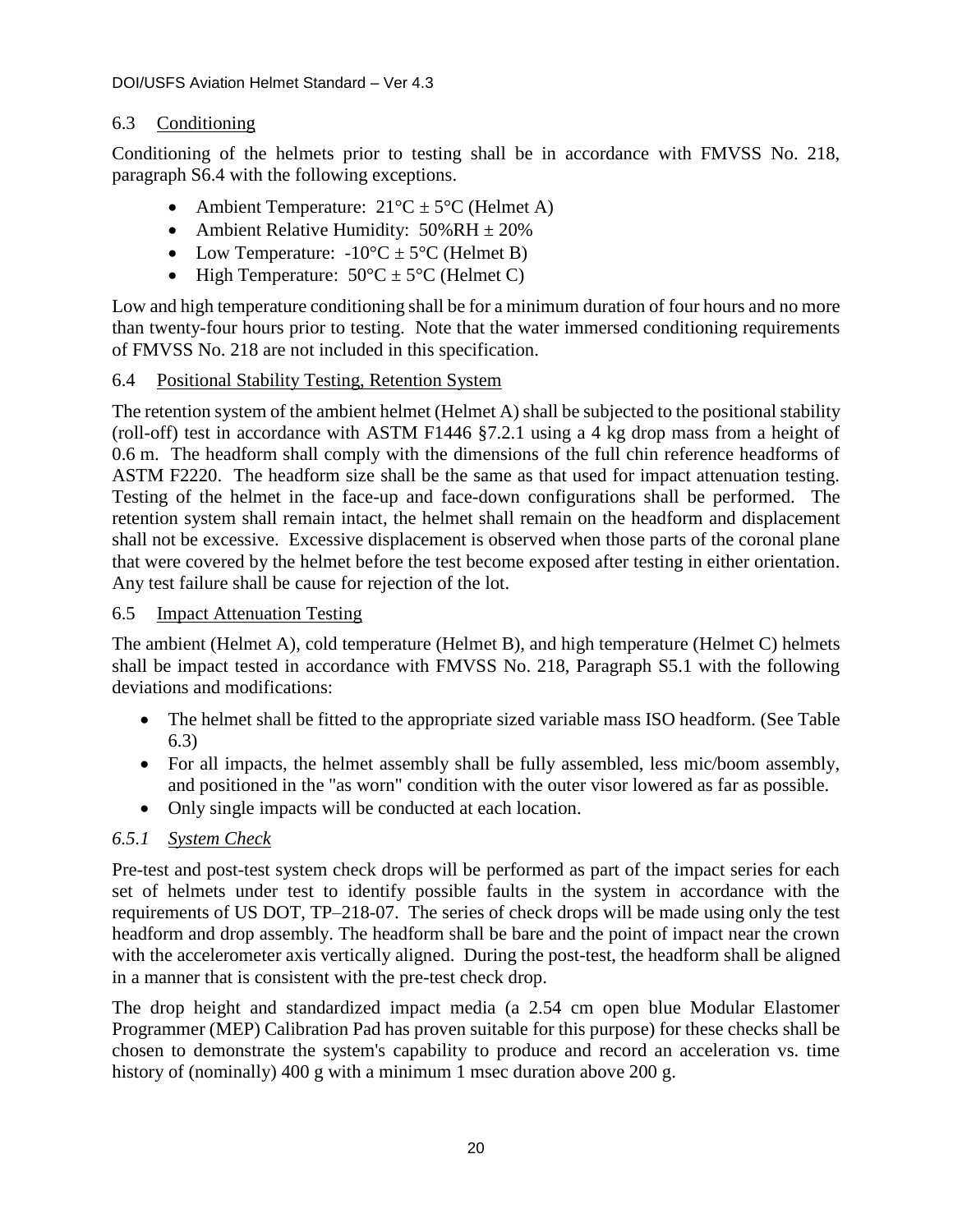## 6.3 Conditioning

Conditioning of the helmets prior to testing shall be in accordance with FMVSS No. 218, paragraph S6.4 with the following exceptions.

- Ambient Temperature: 21°C ± 5°C (Helmet A)
- Ambient Relative Humidity: 50%RH ± 20%
- Low Temperature: -10°C ± 5°C (Helmet B)
- High Temperature: 50°C ± 5°C (Helmet C)

Low and high temperature conditioning shall be for a minimum duration of four hours and no more than twenty-four hours prior to testing. Note that the water immersed conditioning requirements of FMVSS No. 218 are not included in this specification.

## 6.4 Positional Stability Testing, Retention System

The retention system of the ambient helmet (Helmet A) shall be subjected to the positional stability (roll-off) test in accordance with ASTM F1446 §7.2.1 using a 4 kg drop mass from a height of 0.6 m. The headform shall comply with the dimensions of the full chin reference headforms of ASTM F2220. The headform size shall be the same as that used for impact attenuation testing. Testing of the helmet in the face-up and face-down configurations shall be performed. The retention system shall remain intact, the helmet shall remain on the headform and displacement shall not be excessive. Excessive displacement is observed when those parts of the coronal plane that were covered by the helmet before the test become exposed after testing in either orientation. Any test failure shall be cause for rejection of the lot.

## 6.5 Impact Attenuation Testing

The ambient (Helmet A), cold temperature (Helmet B), and high temperature (Helmet C) helmets shall be impact tested in accordance with FMVSS No. 218, Paragraph S5.1 with the following deviations and modifications:

- The helmet shall be fitted to the appropriate sized variable mass ISO headform. (See Table 6.3)
- For all impacts, the helmet assembly shall be fully assembled, less mic/boom assembly, and positioned in the "as worn" condition with the outer visor lowered as far as possible.
- Only single impacts will be conducted at each location.

### *6.5.1 System Check*

Pre-test and post-test system check drops will be performed as part of the impact series for each set of helmets under test to identify possible faults in the system in accordance with the requirements of US DOT, TP–218-07. The series of check drops will be made using only the test headform and drop assembly. The headform shall be bare and the point of impact near the crown with the accelerometer axis vertically aligned. During the post-test, the headform shall be aligned in a manner that is consistent with the pre-test check drop.

The drop height and standardized impact media (a 2.54 cm open blue Modular Elastomer Programmer (MEP) Calibration Pad has proven suitable for this purpose) for these checks shall be chosen to demonstrate the system's capability to produce and record an acceleration vs. time history of (nominally) 400 g with a minimum 1 msec duration above 200 g.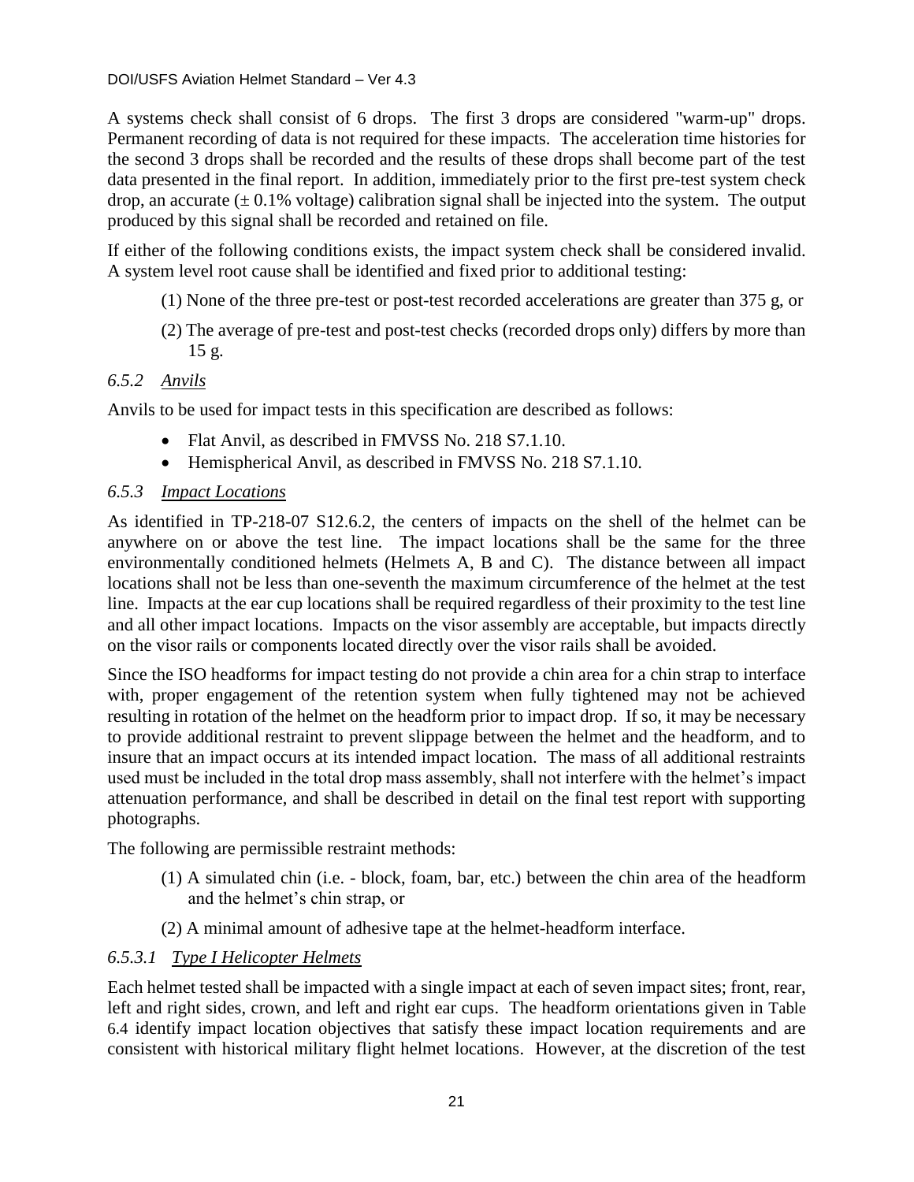A systems check shall consist of 6 drops. The first 3 drops are considered "warm-up" drops. Permanent recording of data is not required for these impacts. The acceleration time histories for the second 3 drops shall be recorded and the results of these drops shall become part of the test data presented in the final report. In addition, immediately prior to the first pre-test system check drop, an accurate ($\pm$ 0.1% voltage) calibration signal shall be injected into the system. The output produced by this signal shall be recorded and retained on file.

If either of the following conditions exists, the impact system check shall be considered invalid. A system level root cause shall be identified and fixed prior to additional testing:

(1) None of the three pre-test or post-test recorded accelerations are greater than 375 g, or

(2) The average of pre-test and post-test checks (recorded drops only) differs by more than 15 g.

#### *6.5.2 Anvils*

Anvils to be used for impact tests in this specification are described as follows:

- Flat Anvil, as described in FMVSS No. 218 S7.1.10.
- Hemispherical Anvil, as described in FMVSS No. 218 S7.1.10.

#### *6.5.3 Impact Locations*

As identified in TP-218-07 S12.6.2, the centers of impacts on the shell of the helmet can be anywhere on or above the test line. The impact locations shall be the same for the three environmentally conditioned helmets (Helmets A, B and C). The distance between all impact locations shall not be less than one-seventh the maximum circumference of the helmet at the test line. Impacts at the ear cup locations shall be required regardless of their proximity to the test line and all other impact locations. Impacts on the visor assembly are acceptable, but impacts directly on the visor rails or components located directly over the visor rails shall be avoided.

Since the ISO headforms for impact testing do not provide a chin area for a chin strap to interface with, proper engagement of the retention system when fully tightened may not be achieved resulting in rotation of the helmet on the headform prior to impact drop. If so, it may be necessary to provide additional restraint to prevent slippage between the helmet and the headform, and to insure that an impact occurs at its intended impact location. The mass of all additional restraints used must be included in the total drop mass assembly, shall not interfere with the helmet's impact attenuation performance, and shall be described in detail on the final test report with supporting photographs.

The following are permissible restraint methods:

(1) A simulated chin (i.e. - block, foam, bar, etc.) between the chin area of the headform and the helmet's chin strap, or

(2) A minimal amount of adhesive tape at the helmet-headform interface.

##### *6.5.3.1 Type I Helicopter Helmets*

Each helmet tested shall be impacted with a single impact at each of seven impact sites; front, rear, left and right sides, crown, and left and right ear cups. The headform orientations given in Table 6.4 identify impact location objectives that satisfy these impact location requirements and are consistent with historical military flight helmet locations. However, at the discretion of the test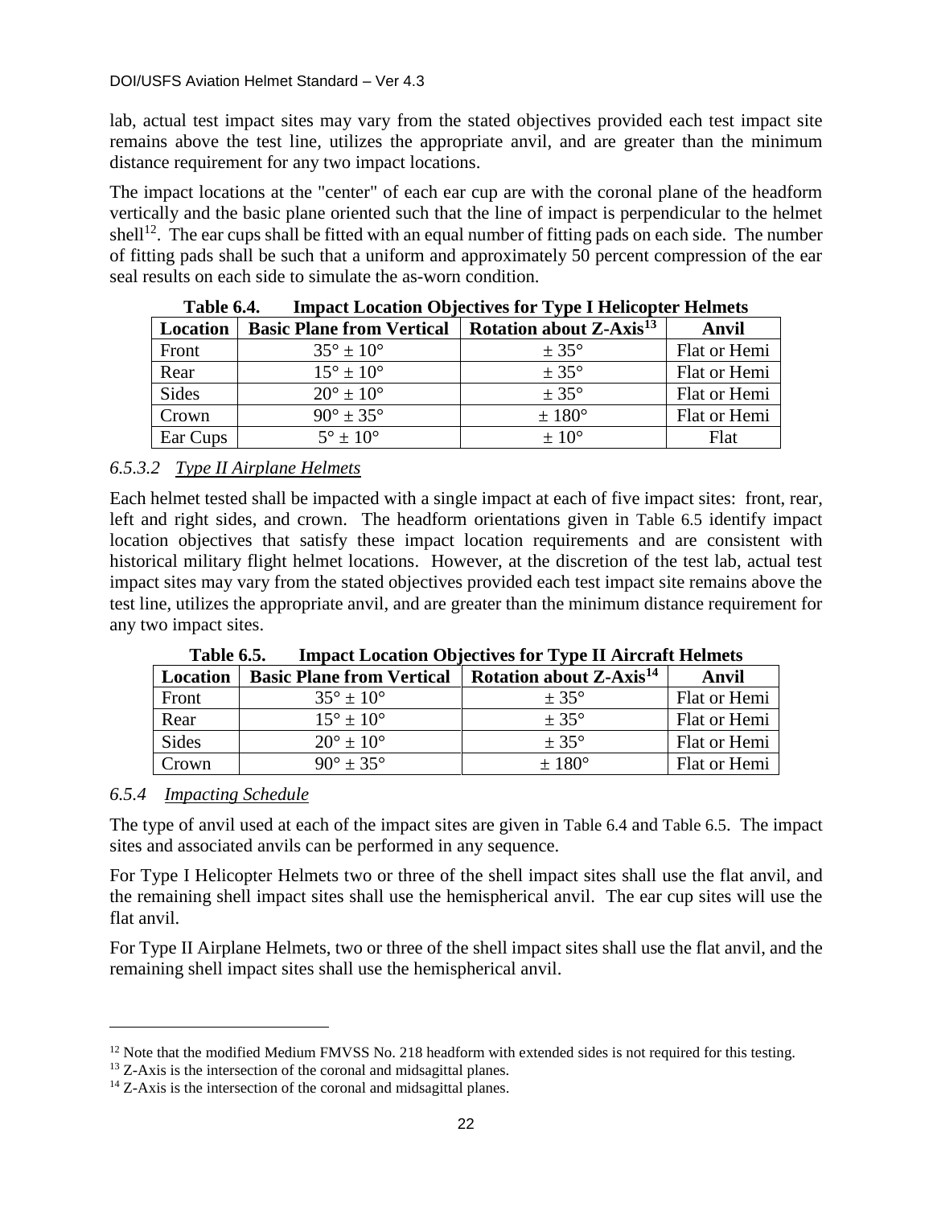lab, actual test impact sites may vary from the stated objectives provided each test impact site remains above the test line, utilizes the appropriate anvil, and are greater than the minimum distance requirement for any two impact locations.

The impact locations at the "center" of each ear cup are with the coronal plane of the headform vertically and the basic plane oriented such that the line of impact is perpendicular to the helmet shell[12]. The ear cups shall be fitted with an equal number of fitting pads on each side. The number of fitting pads shall be such that a uniform and approximately 50 percent compression of the ear seal results on each side to simulate the as-worn condition.

**Table 6.4. Impact Location Objectives for Type I Helicopter Helmets**

| Location | Basic Plane from Vertical | Rotation about Z-Axis[13] | Anvil |
|---|---|---|---|
| Front | 35° ± 10° | ± 35° | Flat or Hemi |
| Rear | 15° ± 10° | ± 35° | Flat or Hemi |
| Sides | 20° ± 10° | ± 35° | Flat or Hemi |
| Crown | 90° ± 35° | ± 180° | Flat or Hemi |
| Ear Cups | 5° ± 10° | ± 10° | Flat |

#### 6.5.3.2 *Type II Airplane Helmets*

Each helmet tested shall be impacted with a single impact at each of five impact sites: front, rear, left and right sides, and crown. The headform orientations given in Table 6.5 identify impact location objectives that satisfy these impact location requirements and are consistent with historical military flight helmet locations. However, at the discretion of the test lab, actual test impact sites may vary from the stated objectives provided each test impact site remains above the test line, utilizes the appropriate anvil, and are greater than the minimum distance requirement for any two impact sites.

**Table 6.5. Impact Location Objectives for Type II Aircraft Helmets**

| Location | Basic Plane from Vertical | Rotation about Z-Axis[14] | Anvil |
|---|---|---|---|
| Front | 35° ± 10° | ± 35° | Flat or Hemi |
| Rear | 15° ± 10° | ± 35° | Flat or Hemi |
| Sides | 20° ± 10° | ± 35° | Flat or Hemi |
| Crown | 90° ± 35° | ± 180° | Flat or Hemi |

### 6.5.4 *Impacting Schedule*

The type of anvil used at each of the impact sites are given in Table 6.4 and Table 6.5. The impact sites and associated anvils can be performed in any sequence.

For Type I Helicopter Helmets two or three of the shell impact sites shall use the flat anvil, and the remaining shell impact sites shall use the hemispherical anvil. The ear cup sites will use the flat anvil.

For Type II Airplane Helmets, two or three of the shell impact sites shall use the flat anvil, and the remaining shell impact sites shall use the hemispherical anvil.

---

[12] Note that the modified Medium FMVSS No. 218 headform with extended sides is not required for this testing.

[13] Z-Axis is the intersection of the coronal and midsagittal planes.

[14] Z-Axis is the intersection of the coronal and midsagittal planes.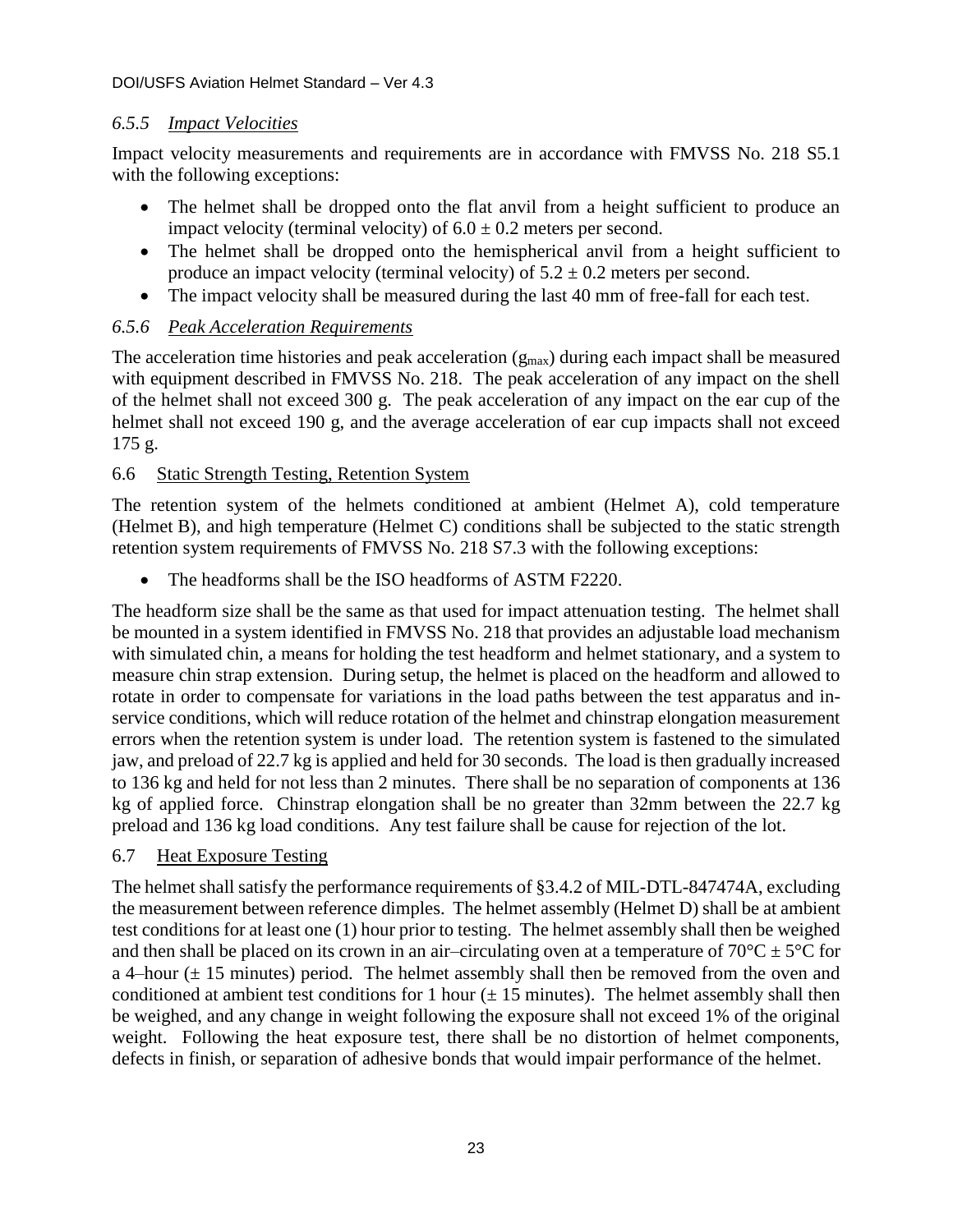### *6.5.5 Impact Velocities*

Impact velocity measurements and requirements are in accordance with FMVSS No. 218 S5.1 with the following exceptions:

- The helmet shall be dropped onto the flat anvil from a height sufficient to produce an impact velocity (terminal velocity) of $6.0 \pm 0.2$ meters per second.
- The helmet shall be dropped onto the hemispherical anvil from a height sufficient to produce an impact velocity (terminal velocity) of $5.2 \pm 0.2$ meters per second.
- The impact velocity shall be measured during the last 40 mm of free-fall for each test.

### *6.5.6 Peak Acceleration Requirements*

The acceleration time histories and peak acceleration ($g_{max}$) during each impact shall be measured with equipment described in FMVSS No. 218. The peak acceleration of any impact on the shell of the helmet shall not exceed 300 g. The peak acceleration of any impact on the ear cup of the helmet shall not exceed 190 g, and the average acceleration of ear cup impacts shall not exceed 175 g.

## 6.6 Static Strength Testing, Retention System

The retention system of the helmets conditioned at ambient (Helmet A), cold temperature (Helmet B), and high temperature (Helmet C) conditions shall be subjected to the static strength retention system requirements of FMVSS No. 218 S7.3 with the following exceptions:

- The headforms shall be the ISO headforms of ASTM F2220.

The headform size shall be the same as that used for impact attenuation testing. The helmet shall be mounted in a system identified in FMVSS No. 218 that provides an adjustable load mechanism with simulated chin, a means for holding the test headform and helmet stationary, and a system to measure chin strap extension. During setup, the helmet is placed on the headform and allowed to rotate in order to compensate for variations in the load paths between the test apparatus and in-service conditions, which will reduce rotation of the helmet and chinstrap elongation measurement errors when the retention system is under load. The retention system is fastened to the simulated jaw, and preload of 22.7 kg is applied and held for 30 seconds. The load is then gradually increased to 136 kg and held for not less than 2 minutes. There shall be no separation of components at 136 kg of applied force. Chinstrap elongation shall be no greater than 32mm between the 22.7 kg preload and 136 kg load conditions. Any test failure shall be cause for rejection of the lot.

## 6.7 Heat Exposure Testing

The helmet shall satisfy the performance requirements of §3.4.2 of MIL-DTL-847474A, excluding the measurement between reference dimples. The helmet assembly (Helmet D) shall be at ambient test conditions for at least one (1) hour prior to testing. The helmet assembly shall then be weighed and then shall be placed on its crown in an air–circulating oven at a temperature of $70°C \pm 5°C$ for a 4–hour ($\pm$ 15 minutes) period. The helmet assembly shall then be removed from the oven and conditioned at ambient test conditions for 1 hour ($\pm$ 15 minutes). The helmet assembly shall then be weighed, and any change in weight following the exposure shall not exceed 1% of the original weight. Following the heat exposure test, there shall be no distortion of helmet components, defects in finish, or separation of adhesive bonds that would impair performance of the helmet.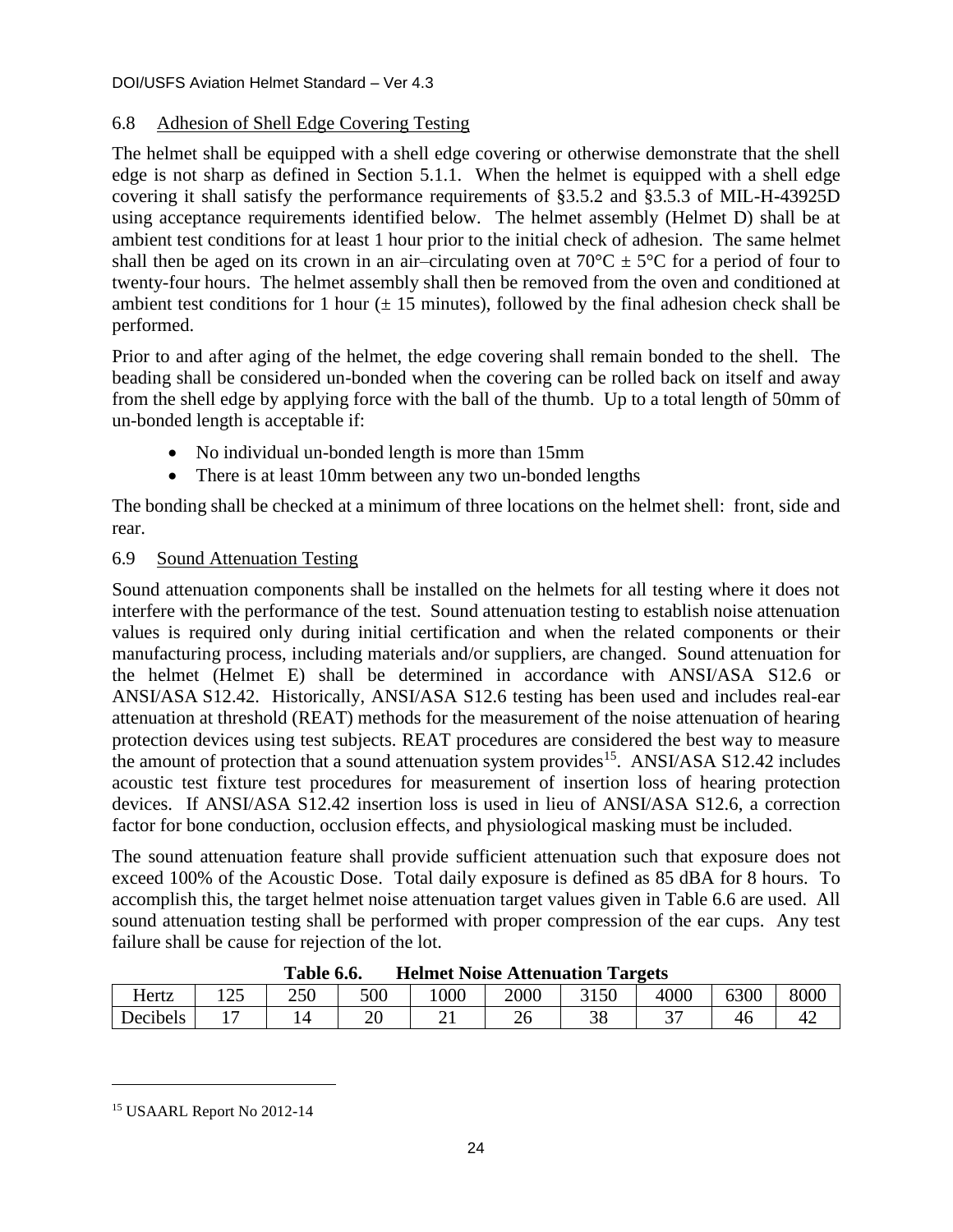## 6.8 Adhesion of Shell Edge Covering Testing

The helmet shall be equipped with a shell edge covering or otherwise demonstrate that the shell edge is not sharp as defined in Section 5.1.1. When the helmet is equipped with a shell edge covering it shall satisfy the performance requirements of §3.5.2 and §3.5.3 of MIL-H-43925D using acceptance requirements identified below. The helmet assembly (Helmet D) shall be at ambient test conditions for at least 1 hour prior to the initial check of adhesion. The same helmet shall then be aged on its crown in an air–circulating oven at 70°C ± 5°C for a period of four to twenty-four hours. The helmet assembly shall then be removed from the oven and conditioned at ambient test conditions for 1 hour (± 15 minutes), followed by the final adhesion check shall be performed.

Prior to and after aging of the helmet, the edge covering shall remain bonded to the shell. The beading shall be considered un-bonded when the covering can be rolled back on itself and away from the shell edge by applying force with the ball of the thumb. Up to a total length of 50mm of un-bonded length is acceptable if:

- No individual un-bonded length is more than 15mm
- There is at least 10mm between any two un-bonded lengths

The bonding shall be checked at a minimum of three locations on the helmet shell: front, side and rear.

## 6.9 Sound Attenuation Testing

Sound attenuation components shall be installed on the helmets for all testing where it does not interfere with the performance of the test. Sound attenuation testing to establish noise attenuation values is required only during initial certification and when the related components or their manufacturing process, including materials and/or suppliers, are changed. Sound attenuation for the helmet (Helmet E) shall be determined in accordance with ANSI/ASA S12.6 or ANSI/ASA S12.42. Historically, ANSI/ASA S12.6 testing has been used and includes real-ear attenuation at threshold (REAT) methods for the measurement of the noise attenuation of hearing protection devices using test subjects. REAT procedures are considered the best way to measure the amount of protection that a sound attenuation system provides[15]. ANSI/ASA S12.42 includes acoustic test fixture test procedures for measurement of insertion loss of hearing protection devices. If ANSI/ASA S12.42 insertion loss is used in lieu of ANSI/ASA S12.6, a correction factor for bone conduction, occlusion effects, and physiological masking must be included.

The sound attenuation feature shall provide sufficient attenuation such that exposure does not exceed 100% of the Acoustic Dose. Total daily exposure is defined as 85 dBA for 8 hours. To accomplish this, the target helmet noise attenuation target values given in Table 6.6 are used. All sound attenuation testing shall be performed with proper compression of the ear cups. Any test failure shall be cause for rejection of the lot.

**Table 6.6. Helmet Noise Attenuation Targets**

| Hertz | 125 | 250 | 500 | 1000 | 2000 | 3150 | 4000 | 6300 | 8000 |
|---|---|---|---|---|---|---|---|---|---|
| Decibels | 17 | 14 | 20 | 21 | 26 | 38 | 37 | 46 | 42 |

[15] USAARL Report No 2012-14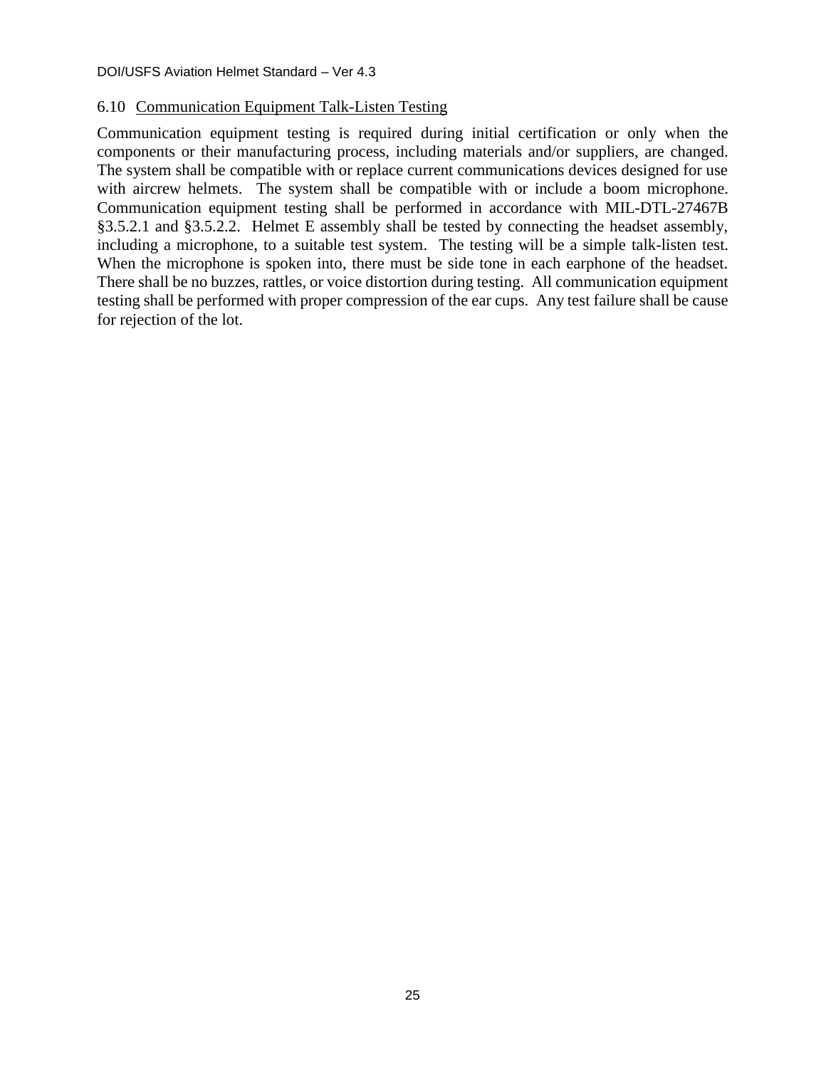## 6.10 Communication Equipment Talk-Listen Testing

Communication equipment testing is required during initial certification or only when the components or their manufacturing process, including materials and/or suppliers, are changed. The system shall be compatible with or replace current communications devices designed for use with aircrew helmets. The system shall be compatible with or include a boom microphone. Communication equipment testing shall be performed in accordance with MIL-DTL-27467B §3.5.2.1 and §3.5.2.2. Helmet E assembly shall be tested by connecting the headset assembly, including a microphone, to a suitable test system. The testing will be a simple talk-listen test. When the microphone is spoken into, there must be side tone in each earphone of the headset. There shall be no buzzes, rattles, or voice distortion during testing. All communication equipment testing shall be performed with proper compression of the ear cups. Any test failure shall be cause for rejection of the lot.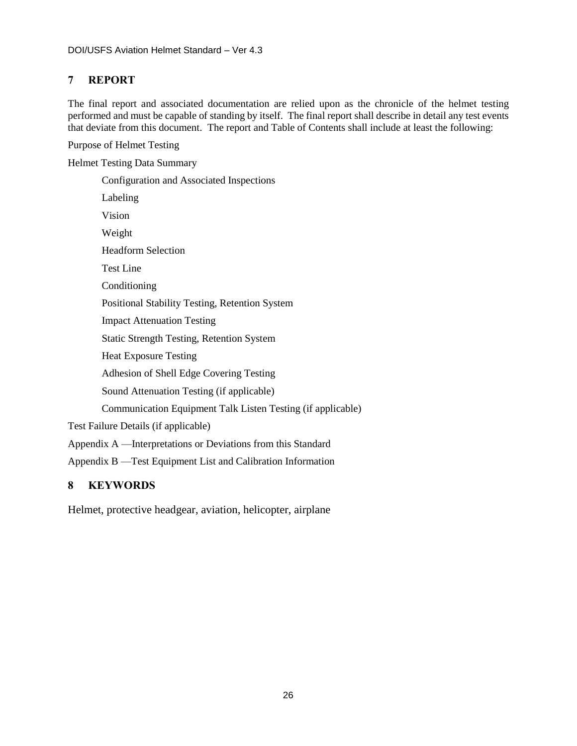## 7 REPORT

The final report and associated documentation are relied upon as the chronicle of the helmet testing performed and must be capable of standing by itself. The final report shall describe in detail any test events that deviate from this document. The report and Table of Contents shall include at least the following:

Purpose of Helmet Testing

Helmet Testing Data Summary

- Configuration and Associated Inspections
- Labeling
- Vision
- Weight
- Headform Selection
- Test Line
- Conditioning
- Positional Stability Testing, Retention System
- Impact Attenuation Testing
- Static Strength Testing, Retention System
- Heat Exposure Testing
- Adhesion of Shell Edge Covering Testing
- Sound Attenuation Testing (if applicable)
- Communication Equipment Talk Listen Testing (if applicable)

Test Failure Details (if applicable)

Appendix A —Interpretations or Deviations from this Standard

Appendix B —Test Equipment List and Calibration Information

## 8 KEYWORDS

Helmet, protective headgear, aviation, helicopter, airplane